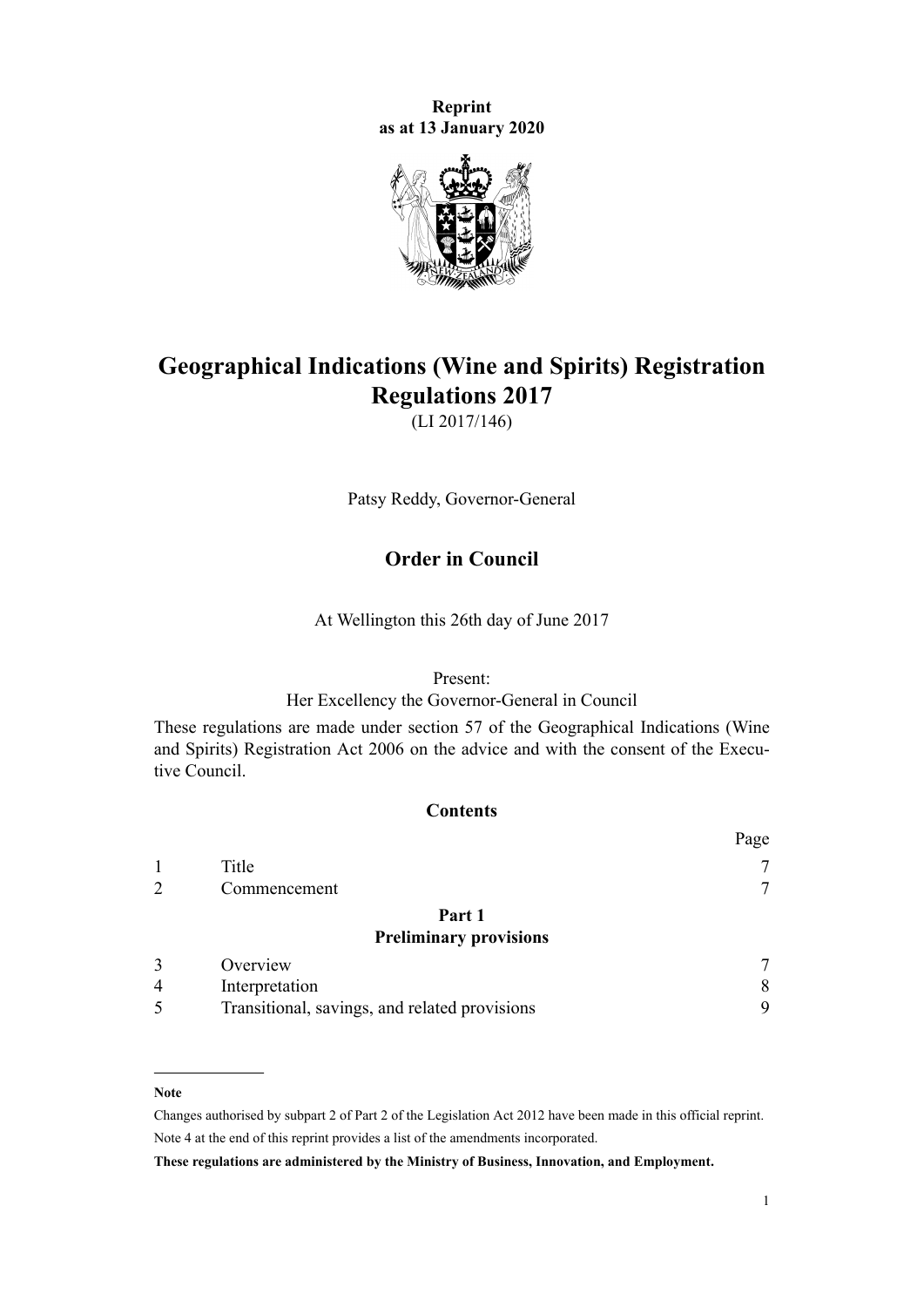**Reprint**
**as at 13 January 2020**

# Geographical Indications (Wine and Spirits) Registration Regulations 2017

(LI 2017/146)

Patsy Reddy, Governor-General

## Order in Council

At Wellington this 26th day of June 2017

Present:
Her Excellency the Governor-General in Council

These regulations are made under section 57 of the Geographical Indications (Wine and Spirits) Registration Act 2006 on the advice and with the consent of the Executive Council.

### Contents

| | | Page |
|---|---|---|
| 1 | Title | 7 |
| 2 | Commencement | 7 |
| | **Part 1** **Preliminary provisions** | |
| 3 | Overview | 7 |
| 4 | Interpretation | 8 |
| 5 | Transitional, savings, and related provisions | 9 |

---

**Note**

Changes authorised by subpart 2 of Part 2 of the Legislation Act 2012 have been made in this official reprint.

Note 4 at the end of this reprint provides a list of the amendments incorporated.

**These regulations are administered by the Ministry of Business, Innovation, and Employment.**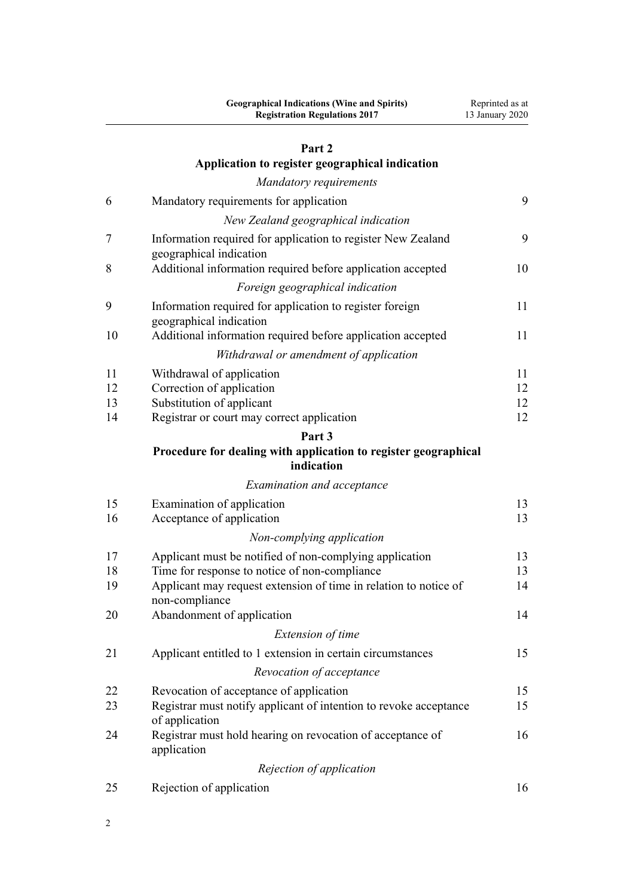## Part 2
## Application to register geographical indication

*Mandatory requirements*

| | | |
|---|---|---|
| 6 | Mandatory requirements for application | 9 |

*New Zealand geographical indication*

| | | |
|---|---|---|
| 7 | Information required for application to register New Zealand geographical indication | 9 |
| 8 | Additional information required before application accepted | 10 |

*Foreign geographical indication*

| | | |
|---|---|---|
| 9 | Information required for application to register foreign geographical indication | 11 |
| 10 | Additional information required before application accepted | 11 |

*Withdrawal or amendment of application*

| | | |
|---|---|---|
| 11 | Withdrawal of application | 11 |
| 12 | Correction of application | 12 |
| 13 | Substitution of applicant | 12 |
| 14 | Registrar or court may correct application | 12 |

## Part 3
## Procedure for dealing with application to register geographical indication

*Examination and acceptance*

| | | |
|---|---|---|
| 15 | Examination of application | 13 |
| 16 | Acceptance of application | 13 |

*Non-complying application*

| | | |
|---|---|---|
| 17 | Applicant must be notified of non-complying application | 13 |
| 18 | Time for response to notice of non-compliance | 13 |
| 19 | Applicant may request extension of time in relation to notice of non-compliance | 14 |
| 20 | Abandonment of application | 14 |

*Extension of time*

| | | |
|---|---|---|
| 21 | Applicant entitled to 1 extension in certain circumstances | 15 |

*Revocation of acceptance*

| | | |
|---|---|---|
| 22 | Revocation of acceptance of application | 15 |
| 23 | Registrar must notify applicant of intention to revoke acceptance of application | 15 |
| 24 | Registrar must hold hearing on revocation of acceptance of application | 16 |

*Rejection of application*

| | | |
|---|---|---|
| 25 | Rejection of application | 16 |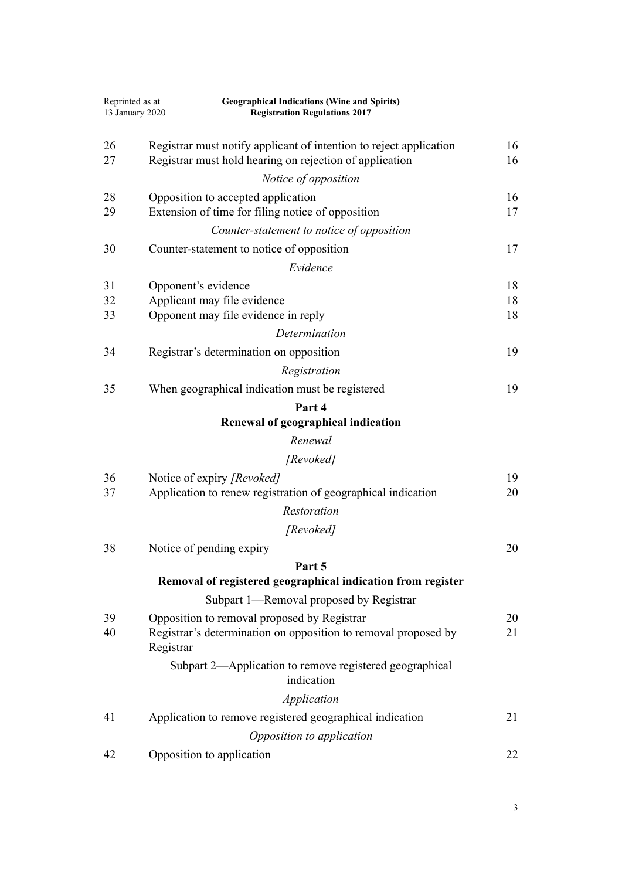| | | |
|---|---|---|
| 26 | Registrar must notify applicant of intention to reject application | 16 |
| 27 | Registrar must hold hearing on rejection of application | 16 |
| | *Notice of opposition* | |
| 28 | Opposition to accepted application | 16 |
| 29 | Extension of time for filing notice of opposition | 17 |
| | *Counter-statement to notice of opposition* | |
| 30 | Counter-statement to notice of opposition | 17 |
| | *Evidence* | |
| 31 | Opponent's evidence | 18 |
| 32 | Applicant may file evidence | 18 |
| 33 | Opponent may file evidence in reply | 18 |
| | *Determination* | |
| 34 | Registrar's determination on opposition | 19 |
| | *Registration* | |
| 35 | When geographical indication must be registered | 19 |
| | **Part 4** **Renewal of geographical indication** | |
| | *Renewal* | |
| | *[Revoked]* | |
| 36 | Notice of expiry *[Revoked]* | 19 |
| 37 | Application to renew registration of geographical indication | 20 |
| | *Restoration* | |
| | *[Revoked]* | |
| 38 | Notice of pending expiry | 20 |
| | **Part 5** **Removal of registered geographical indication from register** | |
| | Subpart 1—Removal proposed by Registrar | |
| 39 | Opposition to removal proposed by Registrar | 20 |
| 40 | Registrar's determination on opposition to removal proposed by Registrar | 21 |
| | Subpart 2—Application to remove registered geographical indication | |
| | *Application* | |
| 41 | Application to remove registered geographical indication | 21 |
| | *Opposition to application* | |
| 42 | Opposition to application | 22 |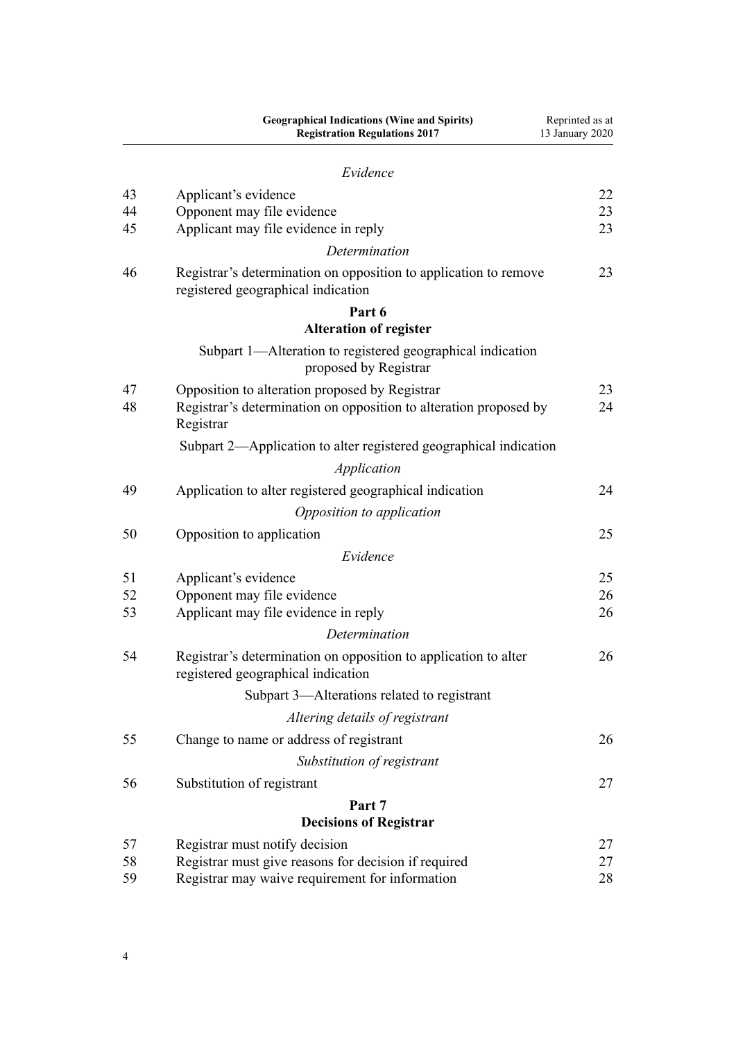*Evidence*

| | | |
|---|---|---|
| 43 | Applicant's evidence | 22 |
| 44 | Opponent may file evidence | 23 |
| 45 | Applicant may file evidence in reply | 23 |

*Determination*

| | | |
|---|---|---|
| 46 | Registrar's determination on opposition to application to remove registered geographical indication | 23 |

**Part 6**
**Alteration of register**

Subpart 1—Alteration to registered geographical indication proposed by Registrar

| | | |
|---|---|---|
| 47 | Opposition to alteration proposed by Registrar | 23 |
| 48 | Registrar's determination on opposition to alteration proposed by Registrar | 24 |

Subpart 2—Application to alter registered geographical indication

*Application*

| | | |
|---|---|---|
| 49 | Application to alter registered geographical indication | 24 |

*Opposition to application*

| | | |
|---|---|---|
| 50 | Opposition to application | 25 |

*Evidence*

| | | |
|---|---|---|
| 51 | Applicant's evidence | 25 |
| 52 | Opponent may file evidence | 26 |
| 53 | Applicant may file evidence in reply | 26 |

*Determination*

| | | |
|---|---|---|
| 54 | Registrar's determination on opposition to application to alter registered geographical indication | 26 |

Subpart 3—Alterations related to registrant

*Altering details of registrant*

| | | |
|---|---|---|
| 55 | Change to name or address of registrant | 26 |

*Substitution of registrant*

| | | |
|---|---|---|
| 56 | Substitution of registrant | 27 |

**Part 7**
**Decisions of Registrar**

| | | |
|---|---|---|
| 57 | Registrar must notify decision | 27 |
| 58 | Registrar must give reasons for decision if required | 27 |
| 59 | Registrar may waive requirement for information | 28 |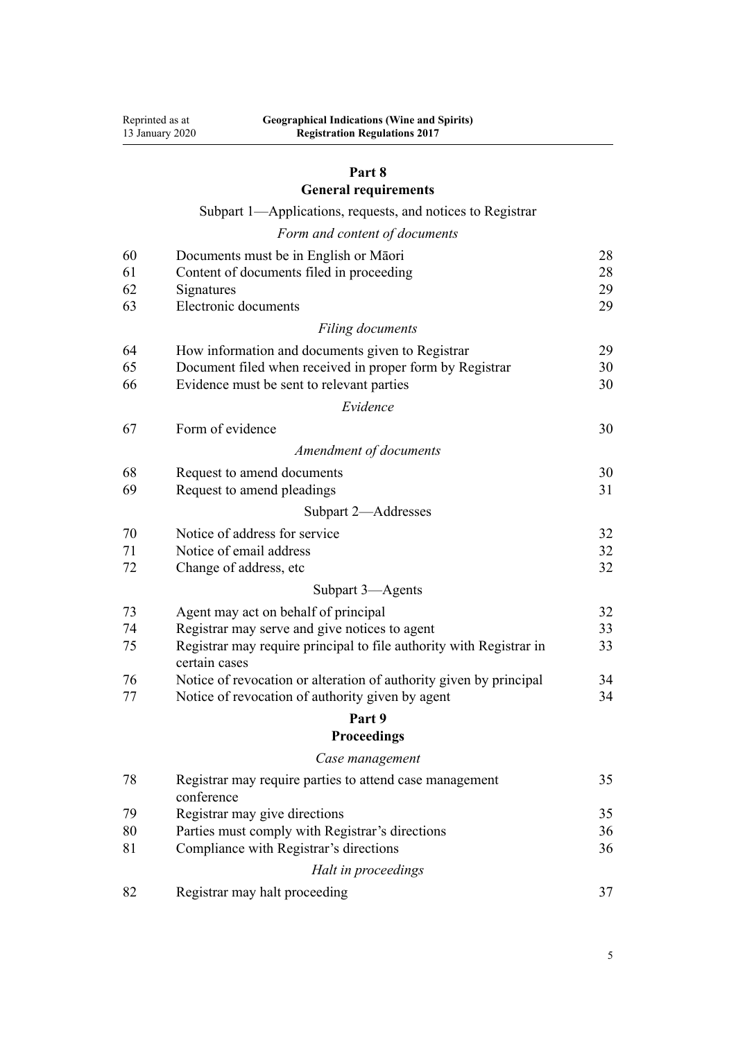## Part 8
## General requirements

Subpart 1—Applications, requests, and notices to Registrar

*Form and content of documents*

| | | |
|---|---|---|
| 60 | Documents must be in English or Māori | 28 |
| 61 | Content of documents filed in proceeding | 28 |
| 62 | Signatures | 29 |
| 63 | Electronic documents | 29 |

*Filing documents*

| | | |
|---|---|---|
| 64 | How information and documents given to Registrar | 29 |
| 65 | Document filed when received in proper form by Registrar | 30 |
| 66 | Evidence must be sent to relevant parties | 30 |

*Evidence*

| | | |
|---|---|---|
| 67 | Form of evidence | 30 |

*Amendment of documents*

| | | |
|---|---|---|
| 68 | Request to amend documents | 30 |
| 69 | Request to amend pleadings | 31 |

Subpart 2—Addresses

| | | |
|---|---|---|
| 70 | Notice of address for service | 32 |
| 71 | Notice of email address | 32 |
| 72 | Change of address, etc | 32 |

Subpart 3—Agents

| | | |
|---|---|---|
| 73 | Agent may act on behalf of principal | 32 |
| 74 | Registrar may serve and give notices to agent | 33 |
| 75 | Registrar may require principal to file authority with Registrar in certain cases | 33 |
| 76 | Notice of revocation or alteration of authority given by principal | 34 |
| 77 | Notice of revocation of authority given by agent | 34 |

## Part 9
## Proceedings

*Case management*

| | | |
|---|---|---|
| 78 | Registrar may require parties to attend case management conference | 35 |
| 79 | Registrar may give directions | 35 |
| 80 | Parties must comply with Registrar's directions | 36 |
| 81 | Compliance with Registrar's directions | 36 |

*Halt in proceedings*

| | | |
|---|---|---|
| 82 | Registrar may halt proceeding | 37 |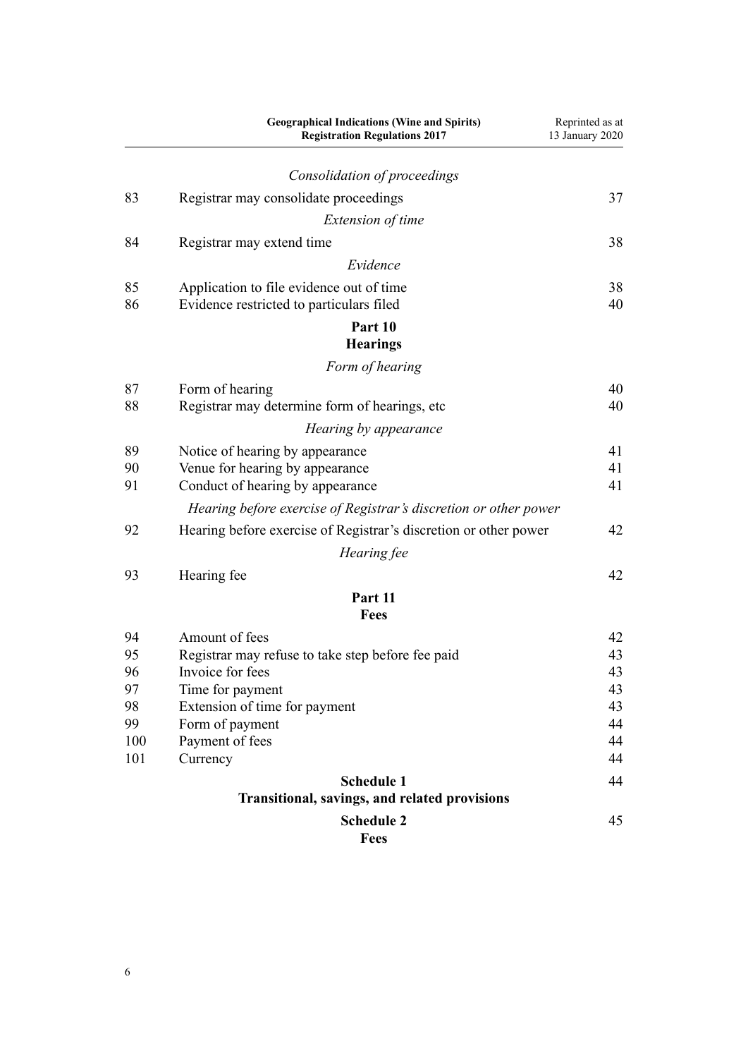*Consolidation of proceedings*

| | | |
|---|---|---|
| 83 | Registrar may consolidate proceedings | 37 |

*Extension of time*

| | | |
|---|---|---|
| 84 | Registrar may extend time | 38 |

*Evidence*

| | | |
|---|---|---|
| 85 | Application to file evidence out of time | 38 |
| 86 | Evidence restricted to particulars filed | 40 |

**Part 10**
**Hearings**

*Form of hearing*

| | | |
|---|---|---|
| 87 | Form of hearing | 40 |
| 88 | Registrar may determine form of hearings, etc | 40 |

*Hearing by appearance*

| | | |
|---|---|---|
| 89 | Notice of hearing by appearance | 41 |
| 90 | Venue for hearing by appearance | 41 |
| 91 | Conduct of hearing by appearance | 41 |

*Hearing before exercise of Registrar's discretion or other power*

| | | |
|---|---|---|
| 92 | Hearing before exercise of Registrar's discretion or other power | 42 |

*Hearing fee*

| | | |
|---|---|---|
| 93 | Hearing fee | 42 |

**Part 11**
**Fees**

| | | |
|---|---|---|
| 94 | Amount of fees | 42 |
| 95 | Registrar may refuse to take step before fee paid | 43 |
| 96 | Invoice for fees | 43 |
| 97 | Time for payment | 43 |
| 98 | Extension of time for payment | 43 |
| 99 | Form of payment | 44 |
| 100 | Payment of fees | 44 |
| 101 | Currency | 44 |

**Schedule 1** — 44
**Transitional, savings, and related provisions**

**Schedule 2** — 45
**Fees**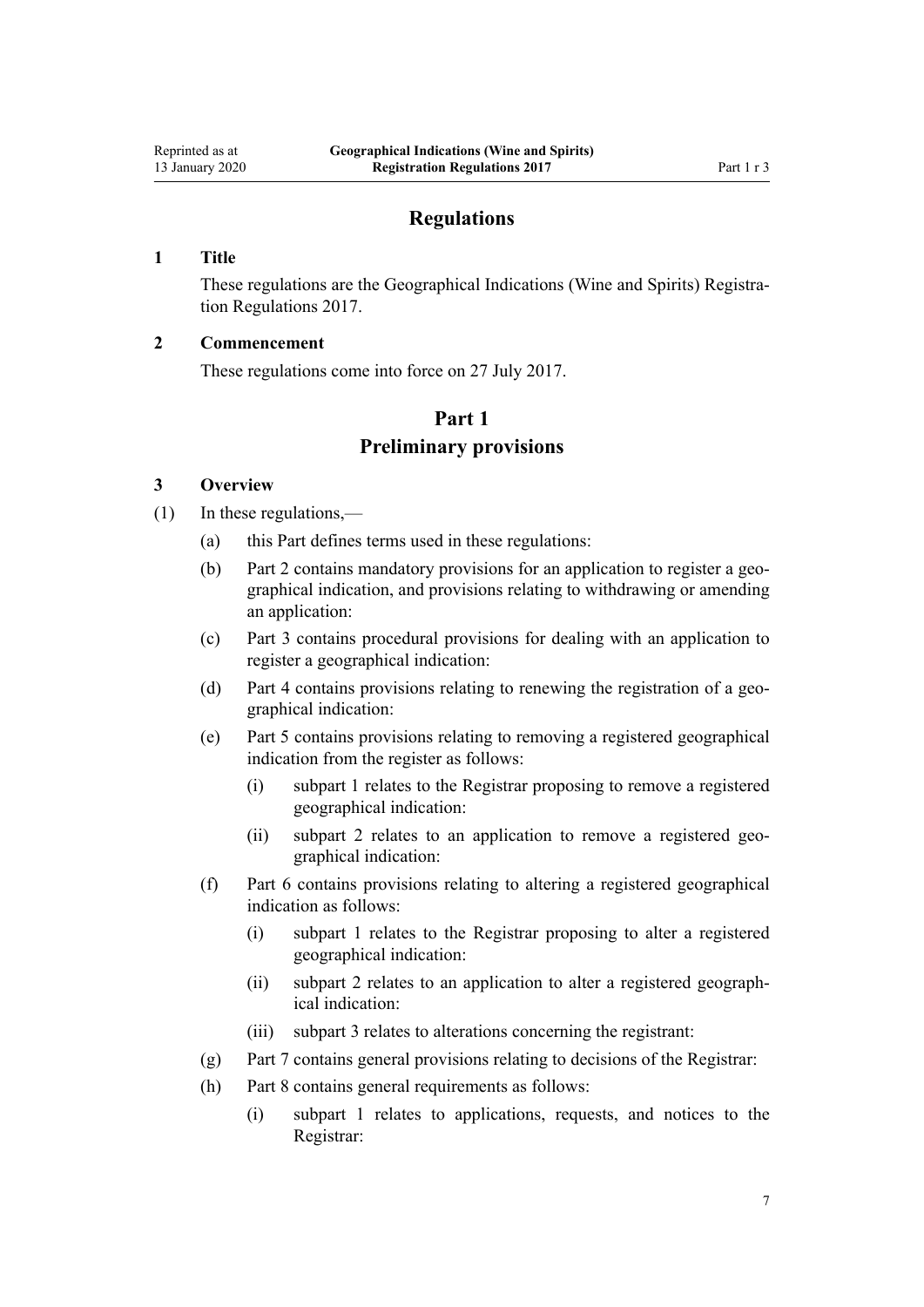# Regulations

## 1 Title

These regulations are the Geographical Indications (Wine and Spirits) Registration Regulations 2017.

## 2 Commencement

These regulations come into force on 27 July 2017.

# Part 1
# Preliminary provisions

## 3 Overview

(1) In these regulations,—

   (a) this Part defines terms used in these regulations:

   (b) Part 2 contains mandatory provisions for an application to register a geographical indication, and provisions relating to withdrawing or amending an application:

   (c) Part 3 contains procedural provisions for dealing with an application to register a geographical indication:

   (d) Part 4 contains provisions relating to renewing the registration of a geographical indication:

   (e) Part 5 contains provisions relating to removing a registered geographical indication from the register as follows:

      (i) subpart 1 relates to the Registrar proposing to remove a registered geographical indication:

      (ii) subpart 2 relates to an application to remove a registered geographical indication:

   (f) Part 6 contains provisions relating to altering a registered geographical indication as follows:

      (i) subpart 1 relates to the Registrar proposing to alter a registered geographical indication:

      (ii) subpart 2 relates to an application to alter a registered geographical indication:

      (iii) subpart 3 relates to alterations concerning the registrant:

   (g) Part 7 contains general provisions relating to decisions of the Registrar:

   (h) Part 8 contains general requirements as follows:

      (i) subpart 1 relates to applications, requests, and notices to the Registrar: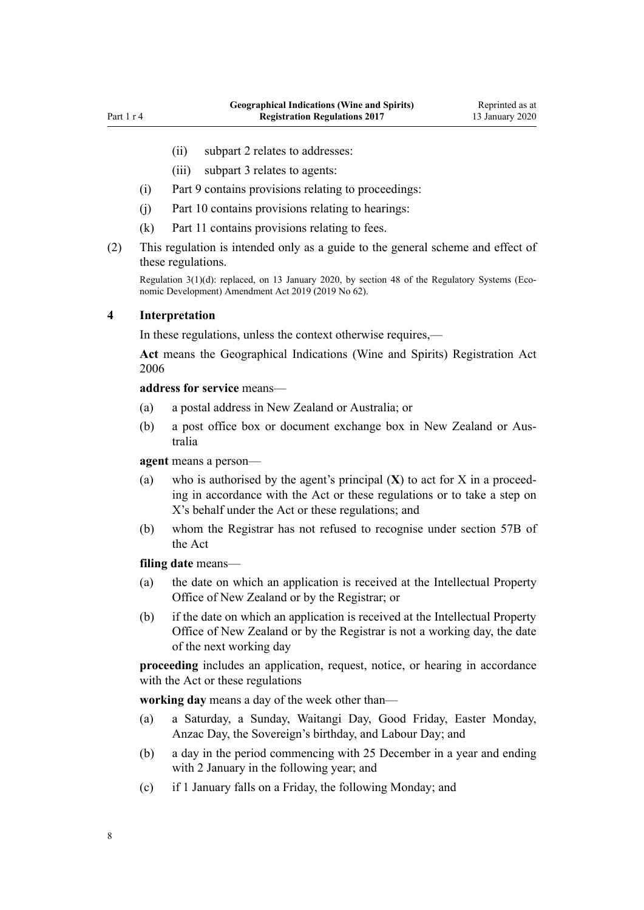- (ii) subpart 2 relates to addresses:
- (iii) subpart 3 relates to agents:

(i) Part 9 contains provisions relating to proceedings:

(j) Part 10 contains provisions relating to hearings:

(k) Part 11 contains provisions relating to fees.

(2) This regulation is intended only as a guide to the general scheme and effect of these regulations.

Regulation 3(1)(d): replaced, on 13 January 2020, by section 48 of the Regulatory Systems (Economic Development) Amendment Act 2019 (2019 No 62).

### 4 Interpretation

In these regulations, unless the context otherwise requires,—

**Act** means the Geographical Indications (Wine and Spirits) Registration Act 2006

**address for service** means—

(a) a postal address in New Zealand or Australia; or

(b) a post office box or document exchange box in New Zealand or Australia

**agent** means a person—

(a) who is authorised by the agent's principal (**X**) to act for X in a proceeding in accordance with the Act or these regulations or to take a step on X's behalf under the Act or these regulations; and

(b) whom the Registrar has not refused to recognise under section 57B of the Act

**filing date** means—

(a) the date on which an application is received at the Intellectual Property Office of New Zealand or by the Registrar; or

(b) if the date on which an application is received at the Intellectual Property Office of New Zealand or by the Registrar is not a working day, the date of the next working day

**proceeding** includes an application, request, notice, or hearing in accordance with the Act or these regulations

**working day** means a day of the week other than—

(a) a Saturday, a Sunday, Waitangi Day, Good Friday, Easter Monday, Anzac Day, the Sovereign's birthday, and Labour Day; and

(b) a day in the period commencing with 25 December in a year and ending with 2 January in the following year; and

(c) if 1 January falls on a Friday, the following Monday; and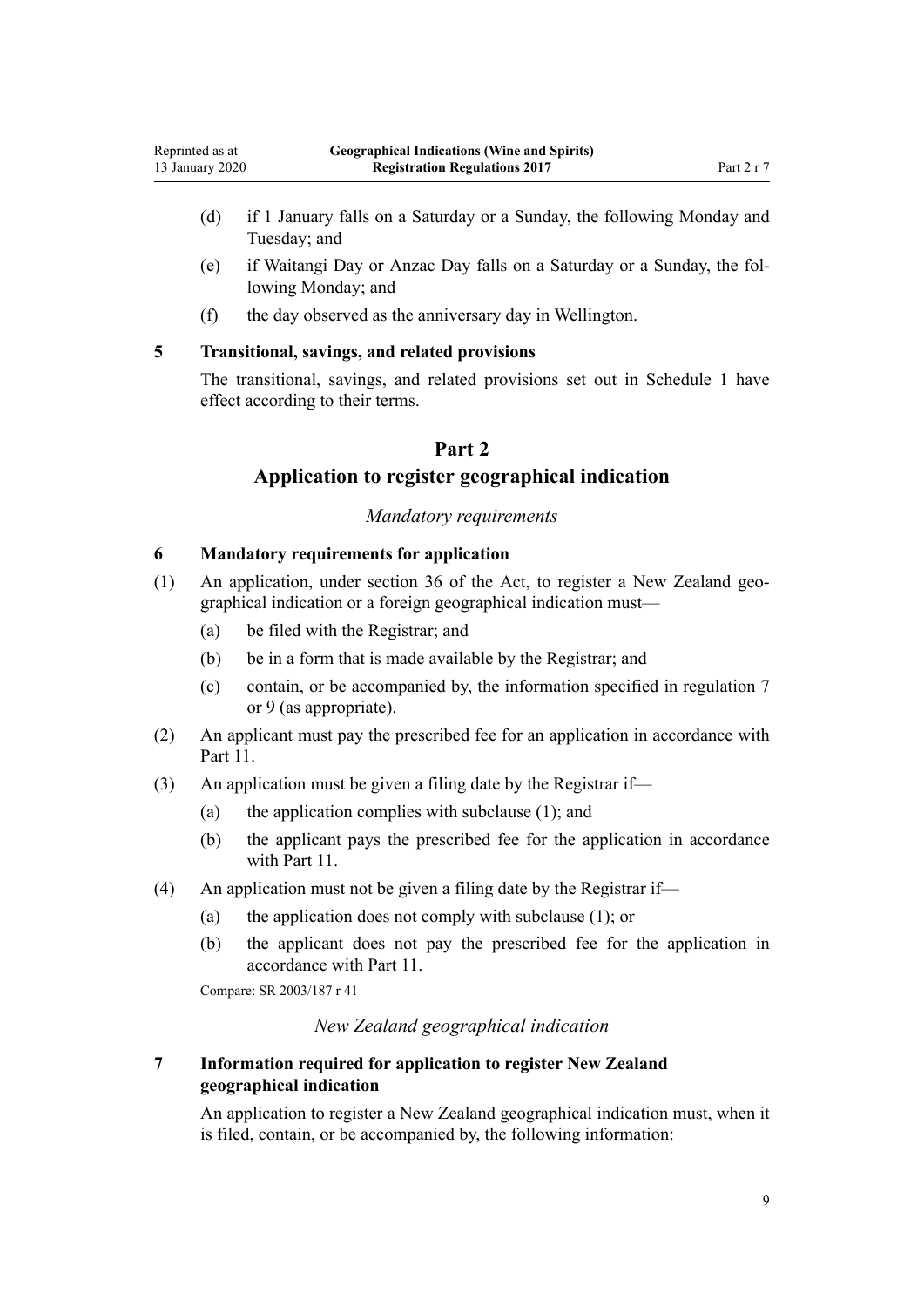(d) if 1 January falls on a Saturday or a Sunday, the following Monday and Tuesday; and

(e) if Waitangi Day or Anzac Day falls on a Saturday or a Sunday, the following Monday; and

(f) the day observed as the anniversary day in Wellington.

### 5 Transitional, savings, and related provisions

The transitional, savings, and related provisions set out in Schedule 1 have effect according to their terms.

## Part 2
## Application to register geographical indication

*Mandatory requirements*

### 6 Mandatory requirements for application

(1) An application, under section 36 of the Act, to register a New Zealand geographical indication or a foreign geographical indication must—

  (a) be filed with the Registrar; and

  (b) be in a form that is made available by the Registrar; and

  (c) contain, or be accompanied by, the information specified in regulation 7 or 9 (as appropriate).

(2) An applicant must pay the prescribed fee for an application in accordance with Part 11.

(3) An application must be given a filing date by the Registrar if—

  (a) the application complies with subclause (1); and

  (b) the applicant pays the prescribed fee for the application in accordance with Part 11.

(4) An application must not be given a filing date by the Registrar if—

  (a) the application does not comply with subclause (1); or

  (b) the applicant does not pay the prescribed fee for the application in accordance with Part 11.

Compare: SR 2003/187 r 41

*New Zealand geographical indication*

### 7 Information required for application to register New Zealand geographical indication

An application to register a New Zealand geographical indication must, when it is filed, contain, or be accompanied by, the following information: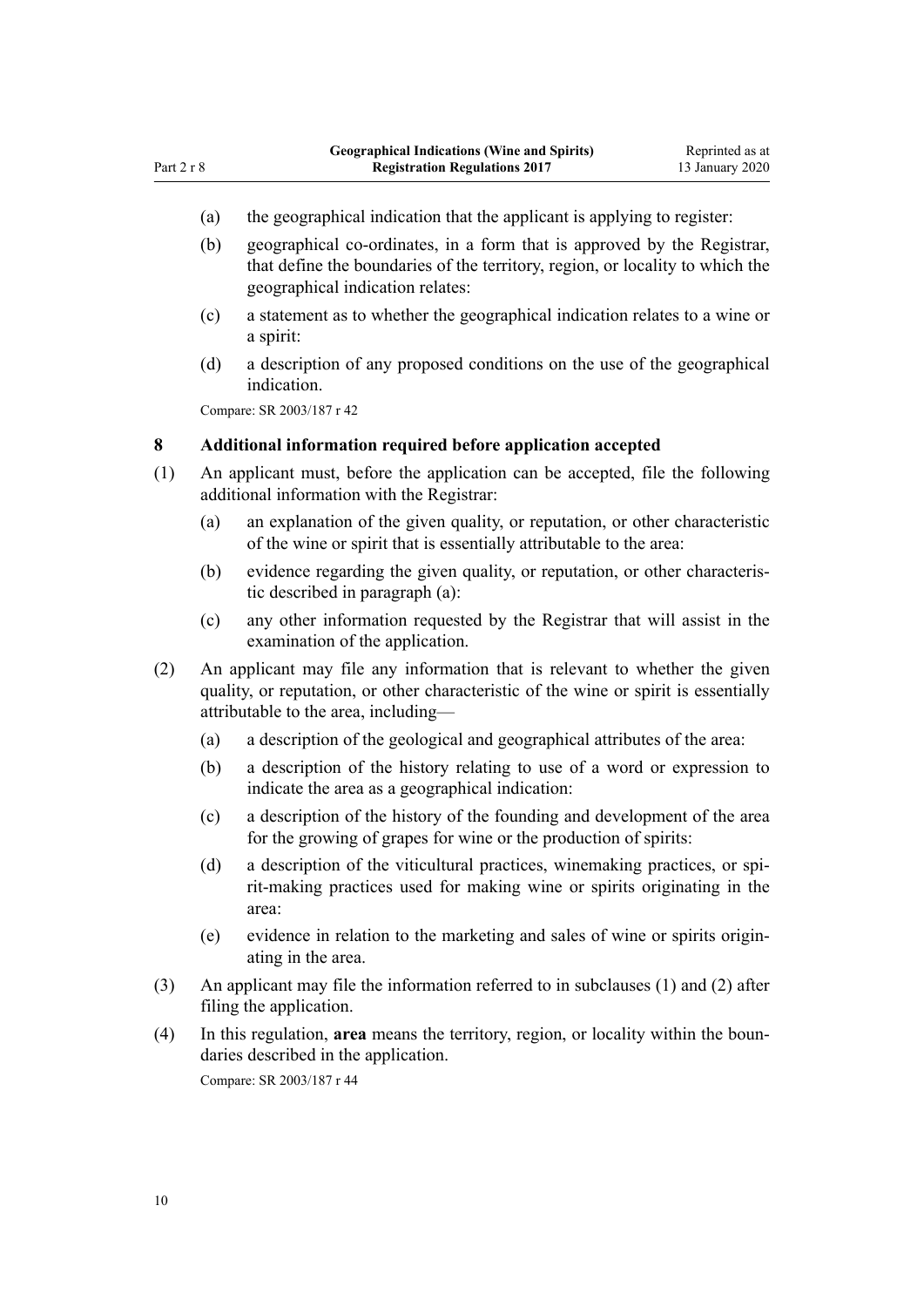(a) the geographical indication that the applicant is applying to register:

(b) geographical co-ordinates, in a form that is approved by the Registrar, that define the boundaries of the territory, region, or locality to which the geographical indication relates:

(c) a statement as to whether the geographical indication relates to a wine or a spirit:

(d) a description of any proposed conditions on the use of the geographical indication.

Compare: SR 2003/187 r 42

### 8 Additional information required before application accepted

(1) An applicant must, before the application can be accepted, file the following additional information with the Registrar:

(a) an explanation of the given quality, or reputation, or other characteristic of the wine or spirit that is essentially attributable to the area:

(b) evidence regarding the given quality, or reputation, or other characteristic described in paragraph (a):

(c) any other information requested by the Registrar that will assist in the examination of the application.

(2) An applicant may file any information that is relevant to whether the given quality, or reputation, or other characteristic of the wine or spirit is essentially attributable to the area, including—

(a) a description of the geological and geographical attributes of the area:

(b) a description of the history relating to use of a word or expression to indicate the area as a geographical indication:

(c) a description of the history of the founding and development of the area for the growing of grapes for wine or the production of spirits:

(d) a description of the viticultural practices, winemaking practices, or spirit-making practices used for making wine or spirits originating in the area:

(e) evidence in relation to the marketing and sales of wine or spirits originating in the area.

(3) An applicant may file the information referred to in subclauses (1) and (2) after filing the application.

(4) In this regulation, **area** means the territory, region, or locality within the boundaries described in the application.

Compare: SR 2003/187 r 44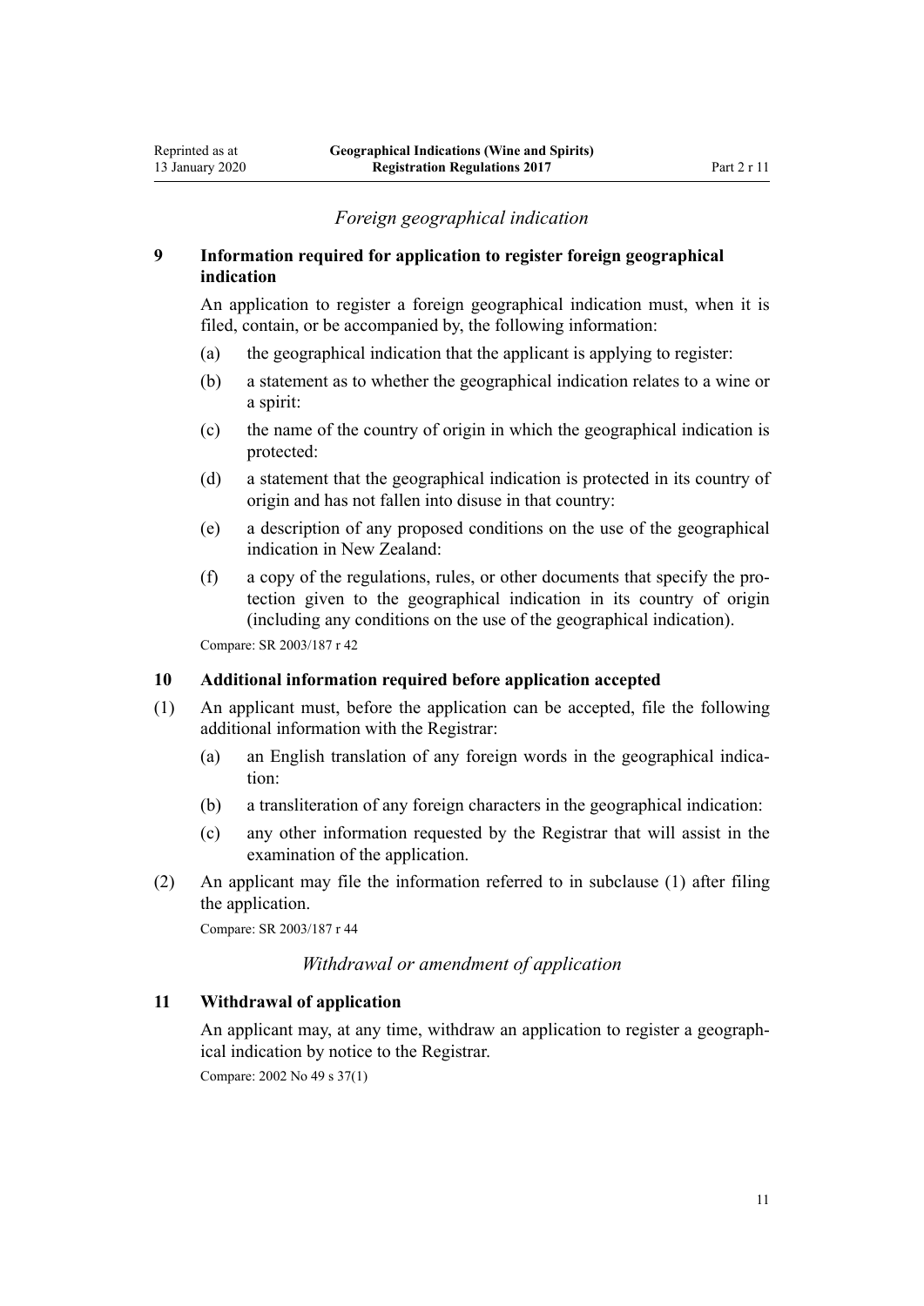*Foreign geographical indication*

### 9 Information required for application to register foreign geographical indication

An application to register a foreign geographical indication must, when it is filed, contain, or be accompanied by, the following information:

(a) the geographical indication that the applicant is applying to register:

(b) a statement as to whether the geographical indication relates to a wine or a spirit:

(c) the name of the country of origin in which the geographical indication is protected:

(d) a statement that the geographical indication is protected in its country of origin and has not fallen into disuse in that country:

(e) a description of any proposed conditions on the use of the geographical indication in New Zealand:

(f) a copy of the regulations, rules, or other documents that specify the protection given to the geographical indication in its country of origin (including any conditions on the use of the geographical indication).

Compare: SR 2003/187 r 42

### 10 Additional information required before application accepted

(1) An applicant must, before the application can be accepted, file the following additional information with the Registrar:

(a) an English translation of any foreign words in the geographical indication:

(b) a transliteration of any foreign characters in the geographical indication:

(c) any other information requested by the Registrar that will assist in the examination of the application.

(2) An applicant may file the information referred to in subclause (1) after filing the application.

Compare: SR 2003/187 r 44

*Withdrawal or amendment of application*

### 11 Withdrawal of application

An applicant may, at any time, withdraw an application to register a geographical indication by notice to the Registrar.

Compare: 2002 No 49 s 37(1)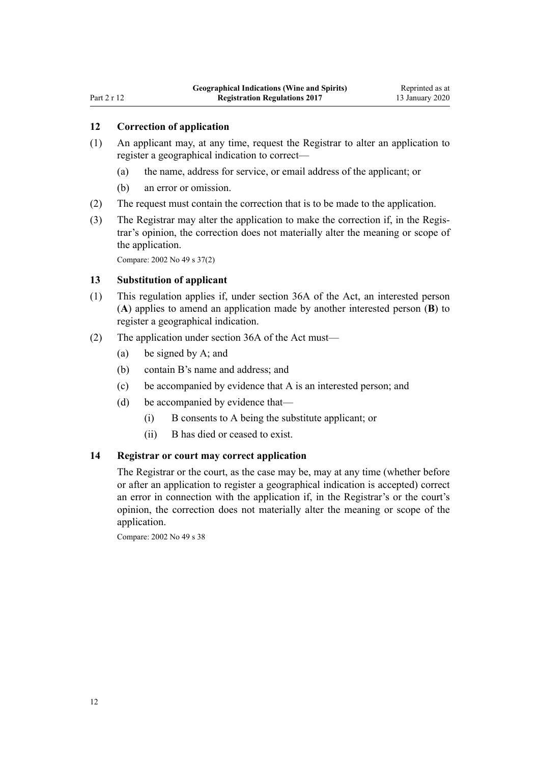### 12 Correction of application

(1) An applicant may, at any time, request the Registrar to alter an application to register a geographical indication to correct—

- (a) the name, address for service, or email address of the applicant; or
- (b) an error or omission.

(2) The request must contain the correction that is to be made to the application.

(3) The Registrar may alter the application to make the correction if, in the Registrar's opinion, the correction does not materially alter the meaning or scope of the application.

Compare: 2002 No 49 s 37(2)

### 13 Substitution of applicant

(1) This regulation applies if, under section 36A of the Act, an interested person (**A**) applies to amend an application made by another interested person (**B**) to register a geographical indication.

(2) The application under section 36A of the Act must—

- (a) be signed by A; and
- (b) contain B's name and address; and
- (c) be accompanied by evidence that A is an interested person; and
- (d) be accompanied by evidence that—
  - (i) B consents to A being the substitute applicant; or
  - (ii) B has died or ceased to exist.

### 14 Registrar or court may correct application

The Registrar or the court, as the case may be, may at any time (whether before or after an application to register a geographical indication is accepted) correct an error in connection with the application if, in the Registrar's or the court's opinion, the correction does not materially alter the meaning or scope of the application.

Compare: 2002 No 49 s 38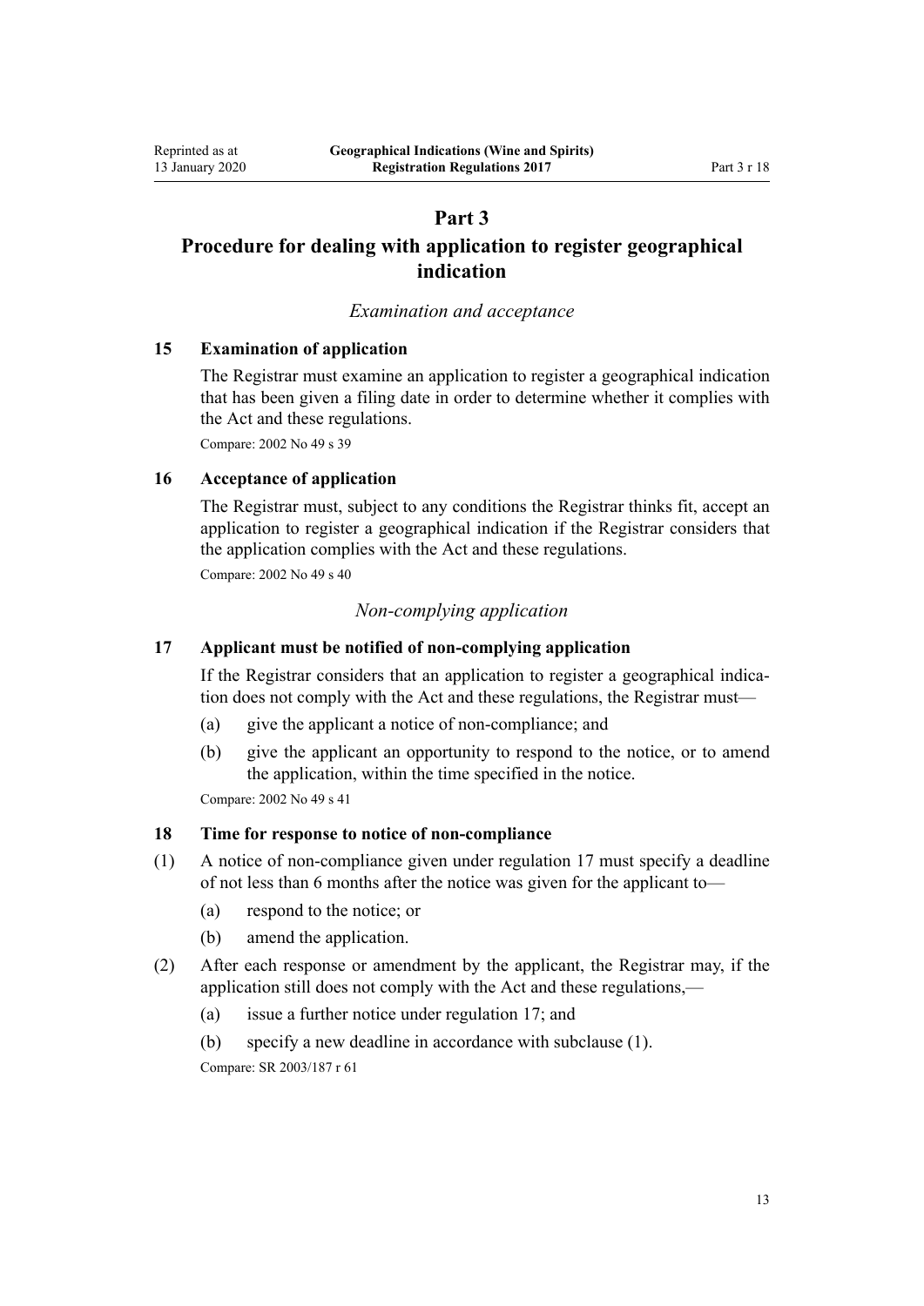# Part 3

# Procedure for dealing with application to register geographical indication

*Examination and acceptance*

### 15 Examination of application

The Registrar must examine an application to register a geographical indication that has been given a filing date in order to determine whether it complies with the Act and these regulations.

Compare: 2002 No 49 s 39

### 16 Acceptance of application

The Registrar must, subject to any conditions the Registrar thinks fit, accept an application to register a geographical indication if the Registrar considers that the application complies with the Act and these regulations.

Compare: 2002 No 49 s 40

*Non-complying application*

### 17 Applicant must be notified of non-complying application

If the Registrar considers that an application to register a geographical indication does not comply with the Act and these regulations, the Registrar must—

(a) give the applicant a notice of non-compliance; and

(b) give the applicant an opportunity to respond to the notice, or to amend the application, within the time specified in the notice.

Compare: 2002 No 49 s 41

### 18 Time for response to notice of non-compliance

(1) A notice of non-compliance given under regulation 17 must specify a deadline of not less than 6 months after the notice was given for the applicant to—

(a) respond to the notice; or

(b) amend the application.

(2) After each response or amendment by the applicant, the Registrar may, if the application still does not comply with the Act and these regulations,—

(a) issue a further notice under regulation 17; and

(b) specify a new deadline in accordance with subclause (1).

Compare: SR 2003/187 r 61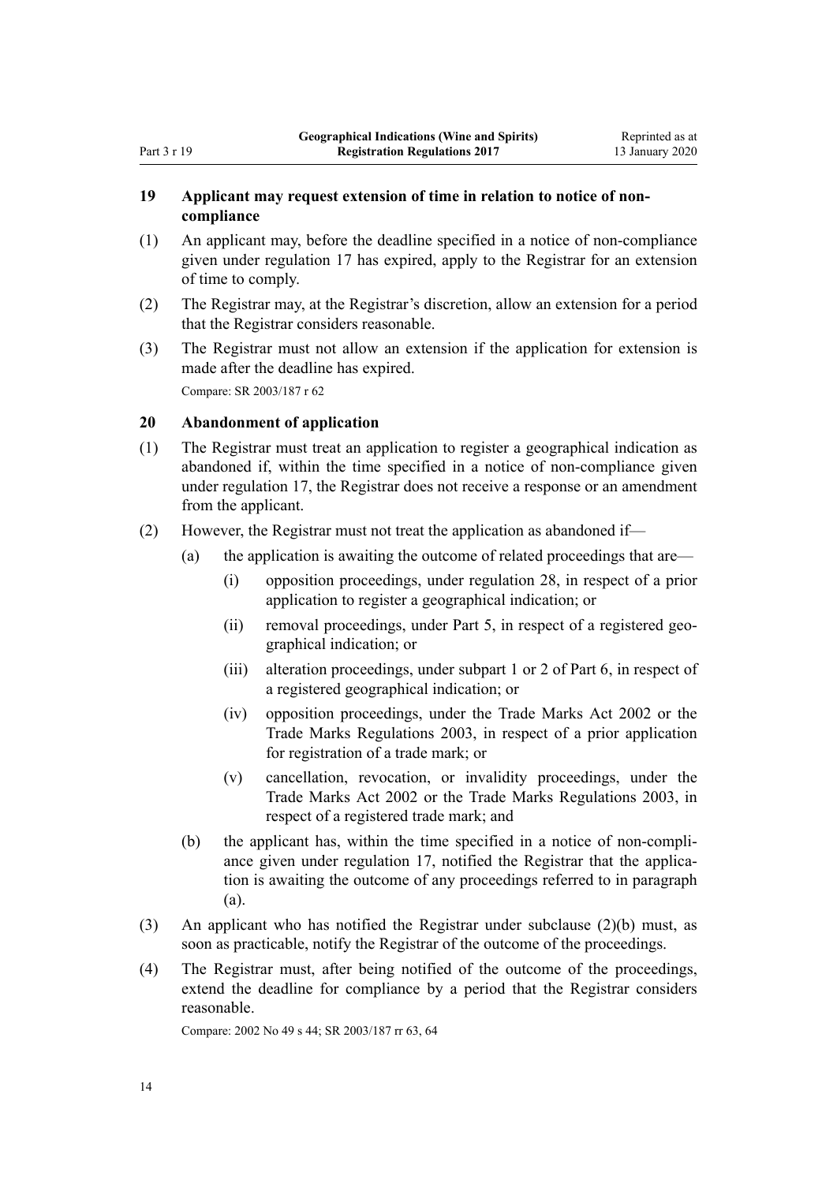### 19 Applicant may request extension of time in relation to notice of non-compliance

(1) An applicant may, before the deadline specified in a notice of non-compliance given under regulation 17 has expired, apply to the Registrar for an extension of time to comply.

(2) The Registrar may, at the Registrar's discretion, allow an extension for a period that the Registrar considers reasonable.

(3) The Registrar must not allow an extension if the application for extension is made after the deadline has expired.

Compare: SR 2003/187 r 62

### 20 Abandonment of application

(1) The Registrar must treat an application to register a geographical indication as abandoned if, within the time specified in a notice of non-compliance given under regulation 17, the Registrar does not receive a response or an amendment from the applicant.

(2) However, the Registrar must not treat the application as abandoned if—

- (a) the application is awaiting the outcome of related proceedings that are—
  - (i) opposition proceedings, under regulation 28, in respect of a prior application to register a geographical indication; or
  - (ii) removal proceedings, under Part 5, in respect of a registered geographical indication; or
  - (iii) alteration proceedings, under subpart 1 or 2 of Part 6, in respect of a registered geographical indication; or
  - (iv) opposition proceedings, under the Trade Marks Act 2002 or the Trade Marks Regulations 2003, in respect of a prior application for registration of a trade mark; or
  - (v) cancellation, revocation, or invalidity proceedings, under the Trade Marks Act 2002 or the Trade Marks Regulations 2003, in respect of a registered trade mark; and
- (b) the applicant has, within the time specified in a notice of non-compliance given under regulation 17, notified the Registrar that the application is awaiting the outcome of any proceedings referred to in paragraph (a).

(3) An applicant who has notified the Registrar under subclause (2)(b) must, as soon as practicable, notify the Registrar of the outcome of the proceedings.

(4) The Registrar must, after being notified of the outcome of the proceedings, extend the deadline for compliance by a period that the Registrar considers reasonable.

Compare: 2002 No 49 s 44; SR 2003/187 rr 63, 64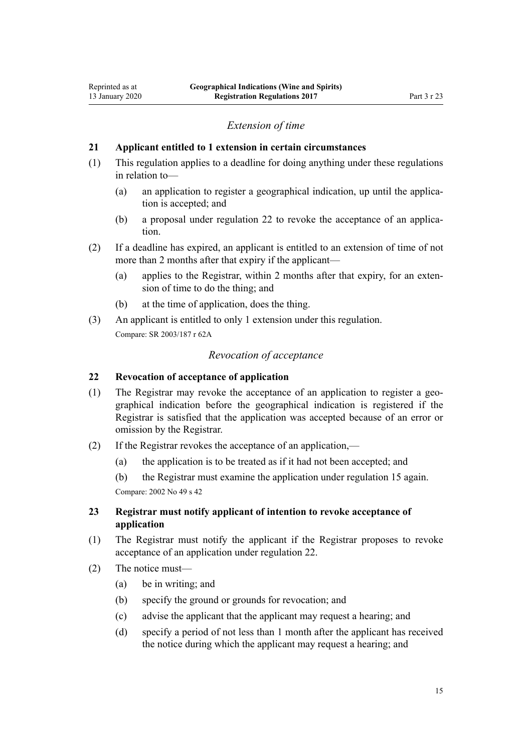*Extension of time*

### 21 Applicant entitled to 1 extension in certain circumstances

(1) This regulation applies to a deadline for doing anything under these regulations in relation to—

   (a) an application to register a geographical indication, up until the application is accepted; and

   (b) a proposal under regulation 22 to revoke the acceptance of an application.

(2) If a deadline has expired, an applicant is entitled to an extension of time of not more than 2 months after that expiry if the applicant—

   (a) applies to the Registrar, within 2 months after that expiry, for an extension of time to do the thing; and

   (b) at the time of application, does the thing.

(3) An applicant is entitled to only 1 extension under this regulation.

Compare: SR 2003/187 r 62A

*Revocation of acceptance*

### 22 Revocation of acceptance of application

(1) The Registrar may revoke the acceptance of an application to register a geographical indication before the geographical indication is registered if the Registrar is satisfied that the application was accepted because of an error or omission by the Registrar.

(2) If the Registrar revokes the acceptance of an application,—

   (a) the application is to be treated as if it had not been accepted; and

   (b) the Registrar must examine the application under regulation 15 again.

Compare: 2002 No 49 s 42

### 23 Registrar must notify applicant of intention to revoke acceptance of application

(1) The Registrar must notify the applicant if the Registrar proposes to revoke acceptance of an application under regulation 22.

(2) The notice must—

   (a) be in writing; and

   (b) specify the ground or grounds for revocation; and

   (c) advise the applicant that the applicant may request a hearing; and

   (d) specify a period of not less than 1 month after the applicant has received the notice during which the applicant may request a hearing; and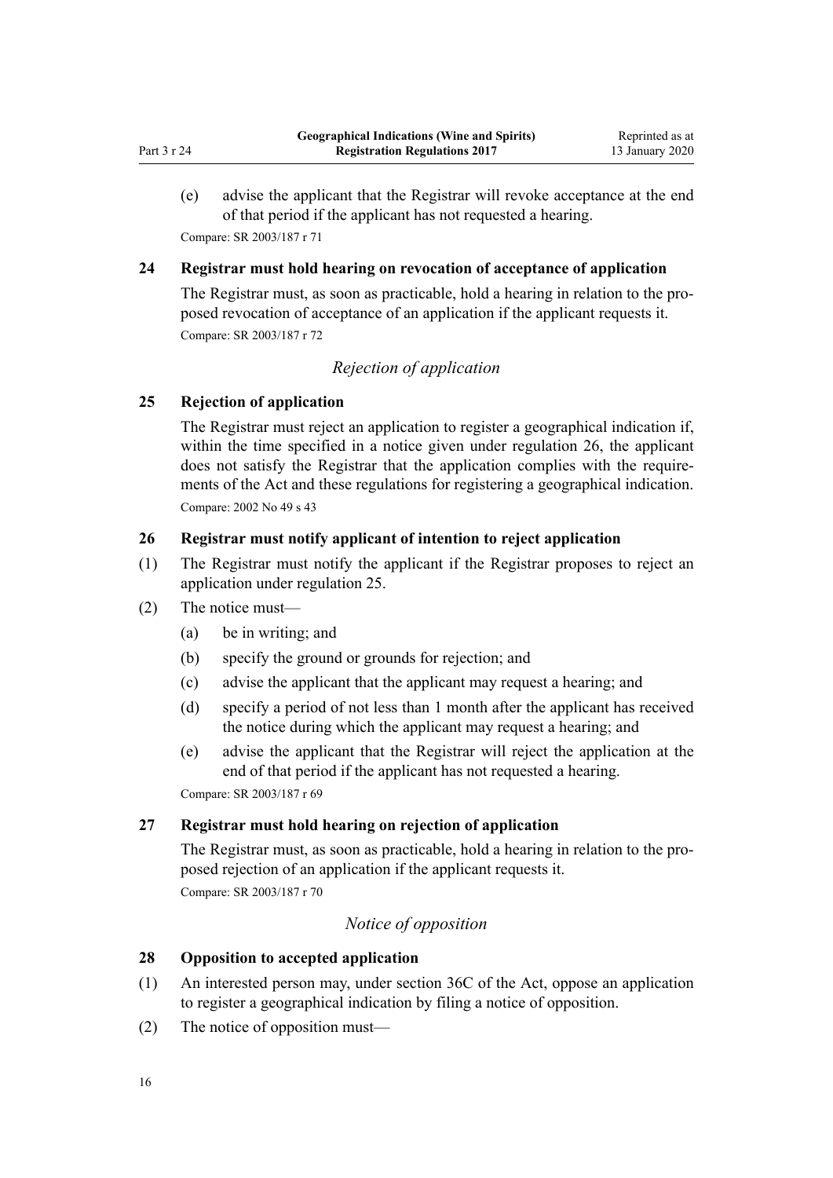(e) advise the applicant that the Registrar will revoke acceptance at the end of that period if the applicant has not requested a hearing.

Compare: SR 2003/187 r 71

### 24 Registrar must hold hearing on revocation of acceptance of application

The Registrar must, as soon as practicable, hold a hearing in relation to the proposed revocation of acceptance of an application if the applicant requests it.

Compare: SR 2003/187 r 72

*Rejection of application*

### 25 Rejection of application

The Registrar must reject an application to register a geographical indication if, within the time specified in a notice given under regulation 26, the applicant does not satisfy the Registrar that the application complies with the requirements of the Act and these regulations for registering a geographical indication.

Compare: 2002 No 49 s 43

### 26 Registrar must notify applicant of intention to reject application

(1) The Registrar must notify the applicant if the Registrar proposes to reject an application under regulation 25.

(2) The notice must—

(a) be in writing; and

(b) specify the ground or grounds for rejection; and

(c) advise the applicant that the applicant may request a hearing; and

(d) specify a period of not less than 1 month after the applicant has received the notice during which the applicant may request a hearing; and

(e) advise the applicant that the Registrar will reject the application at the end of that period if the applicant has not requested a hearing.

Compare: SR 2003/187 r 69

### 27 Registrar must hold hearing on rejection of application

The Registrar must, as soon as practicable, hold a hearing in relation to the proposed rejection of an application if the applicant requests it.

Compare: SR 2003/187 r 70

*Notice of opposition*

### 28 Opposition to accepted application

(1) An interested person may, under section 36C of the Act, oppose an application to register a geographical indication by filing a notice of opposition.

(2) The notice of opposition must—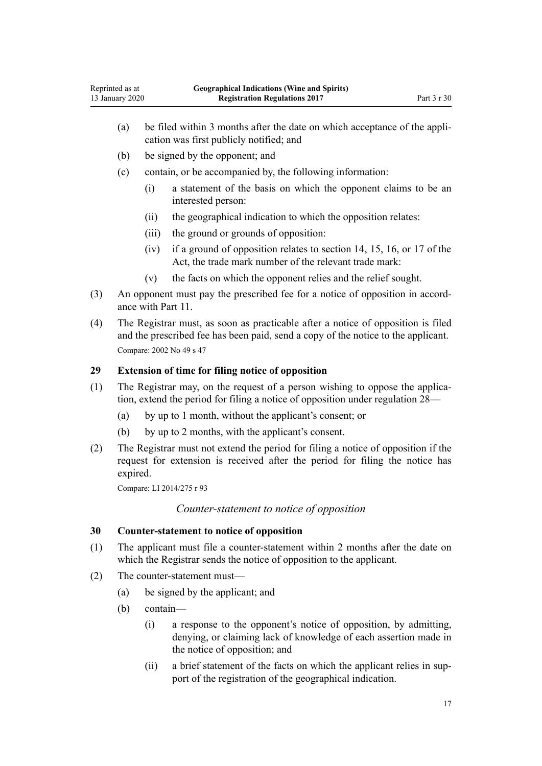(a) be filed within 3 months after the date on which acceptance of the application was first publicly notified; and

(b) be signed by the opponent; and

(c) contain, or be accompanied by, the following information:

  (i) a statement of the basis on which the opponent claims to be an interested person:

  (ii) the geographical indication to which the opposition relates:

  (iii) the ground or grounds of opposition:

  (iv) if a ground of opposition relates to section 14, 15, 16, or 17 of the Act, the trade mark number of the relevant trade mark:

  (v) the facts on which the opponent relies and the relief sought.

(3) An opponent must pay the prescribed fee for a notice of opposition in accordance with Part 11.

(4) The Registrar must, as soon as practicable after a notice of opposition is filed and the prescribed fee has been paid, send a copy of the notice to the applicant.

Compare: 2002 No 49 s 47

### 29 Extension of time for filing notice of opposition

(1) The Registrar may, on the request of a person wishing to oppose the application, extend the period for filing a notice of opposition under regulation 28—

  (a) by up to 1 month, without the applicant's consent; or

  (b) by up to 2 months, with the applicant's consent.

(2) The Registrar must not extend the period for filing a notice of opposition if the request for extension is received after the period for filing the notice has expired.

Compare: LI 2014/275 r 93

*Counter-statement to notice of opposition*

### 30 Counter-statement to notice of opposition

(1) The applicant must file a counter-statement within 2 months after the date on which the Registrar sends the notice of opposition to the applicant.

(2) The counter-statement must—

  (a) be signed by the applicant; and

  (b) contain—

    (i) a response to the opponent's notice of opposition, by admitting, denying, or claiming lack of knowledge of each assertion made in the notice of opposition; and

    (ii) a brief statement of the facts on which the applicant relies in support of the registration of the geographical indication.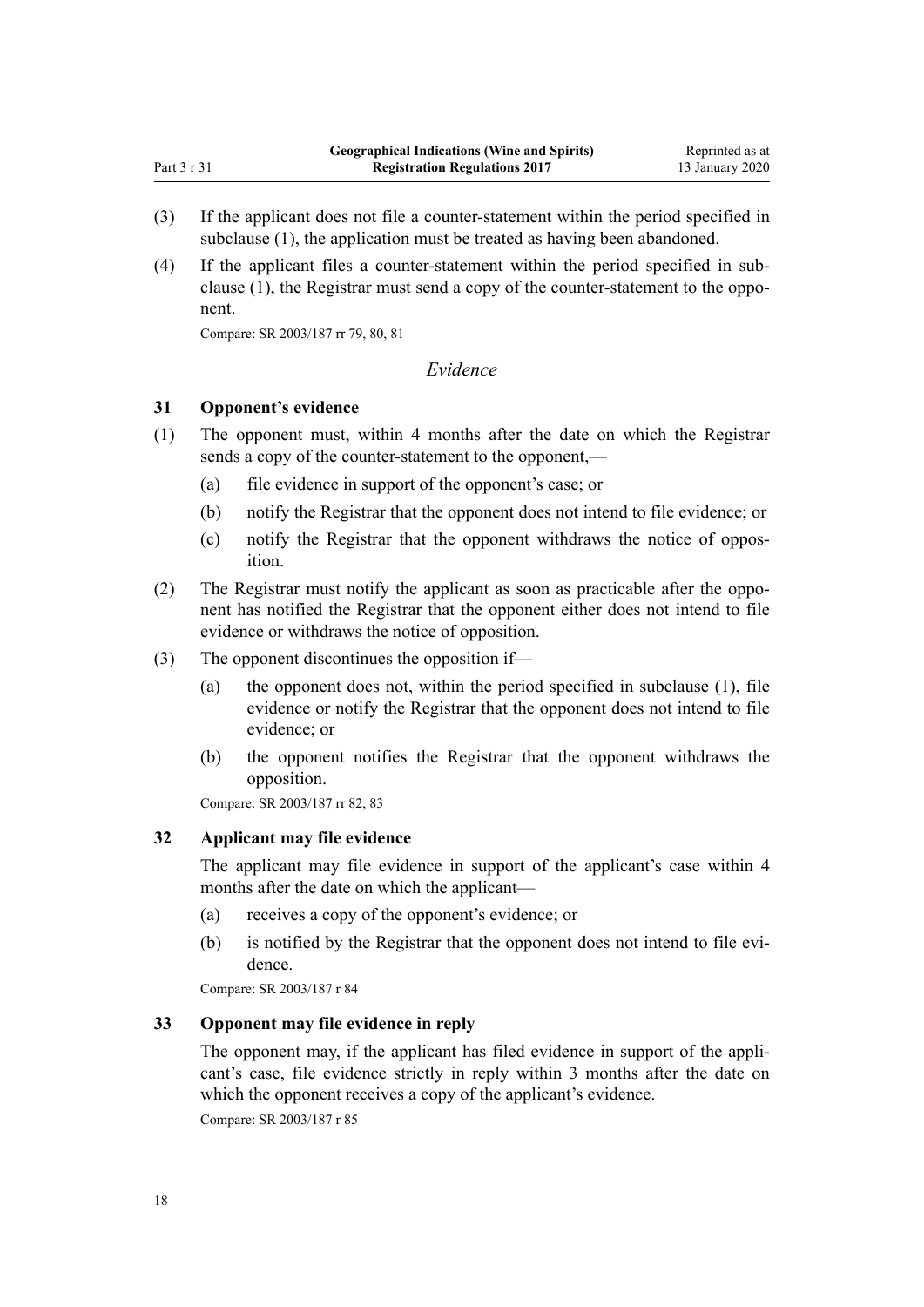(3) If the applicant does not file a counter-statement within the period specified in subclause (1), the application must be treated as having been abandoned.

(4) If the applicant files a counter-statement within the period specified in subclause (1), the Registrar must send a copy of the counter-statement to the opponent.

Compare: SR 2003/187 rr 79, 80, 81

*Evidence*

### 31 Opponent's evidence

(1) The opponent must, within 4 months after the date on which the Registrar sends a copy of the counter-statement to the opponent,—

(a) file evidence in support of the opponent's case; or

(b) notify the Registrar that the opponent does not intend to file evidence; or

(c) notify the Registrar that the opponent withdraws the notice of opposition.

(2) The Registrar must notify the applicant as soon as practicable after the opponent has notified the Registrar that the opponent either does not intend to file evidence or withdraws the notice of opposition.

(3) The opponent discontinues the opposition if—

(a) the opponent does not, within the period specified in subclause (1), file evidence or notify the Registrar that the opponent does not intend to file evidence; or

(b) the opponent notifies the Registrar that the opponent withdraws the opposition.

Compare: SR 2003/187 rr 82, 83

### 32 Applicant may file evidence

The applicant may file evidence in support of the applicant's case within 4 months after the date on which the applicant—

(a) receives a copy of the opponent's evidence; or

(b) is notified by the Registrar that the opponent does not intend to file evidence.

Compare: SR 2003/187 r 84

### 33 Opponent may file evidence in reply

The opponent may, if the applicant has filed evidence in support of the applicant's case, file evidence strictly in reply within 3 months after the date on which the opponent receives a copy of the applicant's evidence.

Compare: SR 2003/187 r 85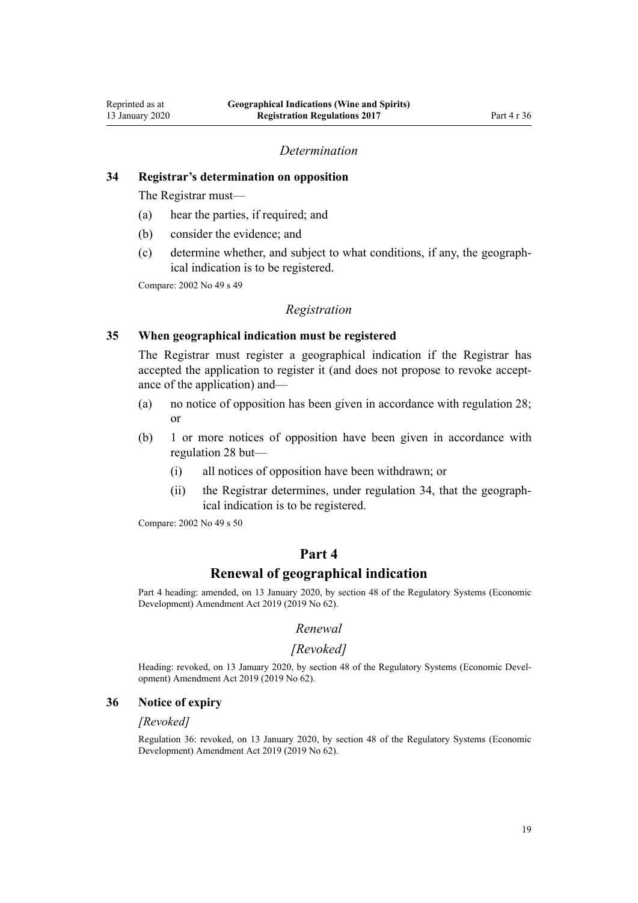*Determination*

### 34 Registrar's determination on opposition

The Registrar must—

(a) hear the parties, if required; and

(b) consider the evidence; and

(c) determine whether, and subject to what conditions, if any, the geographical indication is to be registered.

Compare: 2002 No 49 s 49

*Registration*

### 35 When geographical indication must be registered

The Registrar must register a geographical indication if the Registrar has accepted the application to register it (and does not propose to revoke acceptance of the application) and—

(a) no notice of opposition has been given in accordance with regulation 28; or

(b) 1 or more notices of opposition have been given in accordance with regulation 28 but—

   (i) all notices of opposition have been withdrawn; or

   (ii) the Registrar determines, under regulation 34, that the geographical indication is to be registered.

Compare: 2002 No 49 s 50

## Part 4
## Renewal of geographical indication

Part 4 heading: amended, on 13 January 2020, by section 48 of the Regulatory Systems (Economic Development) Amendment Act 2019 (2019 No 62).

*Renewal*

*[Revoked]*

Heading: revoked, on 13 January 2020, by section 48 of the Regulatory Systems (Economic Development) Amendment Act 2019 (2019 No 62).

### 36 Notice of expiry

*[Revoked]*

Regulation 36: revoked, on 13 January 2020, by section 48 of the Regulatory Systems (Economic Development) Amendment Act 2019 (2019 No 62).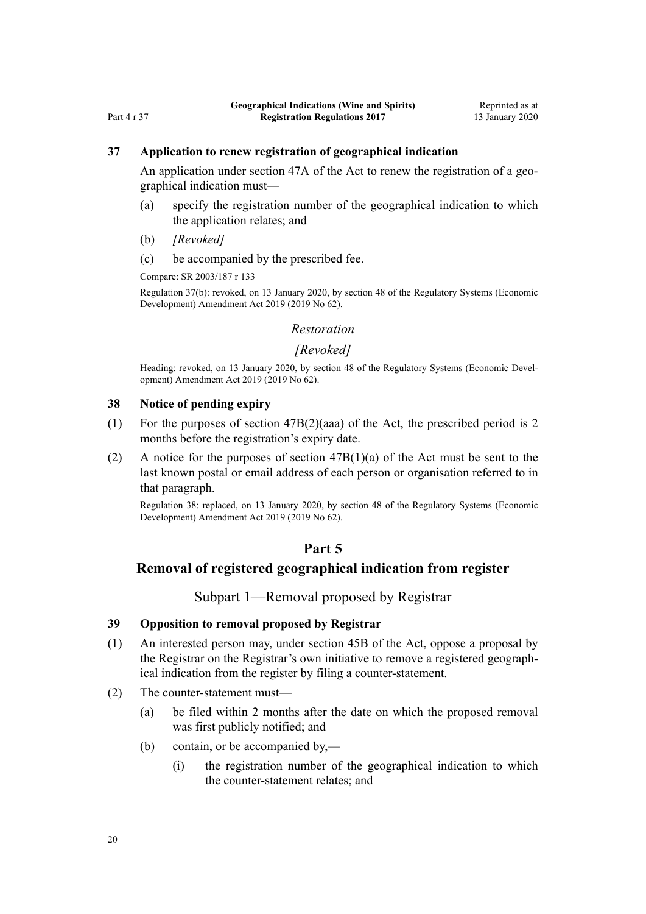### 37 Application to renew registration of geographical indication

An application under section 47A of the Act to renew the registration of a geographical indication must—

(a) specify the registration number of the geographical indication to which the application relates; and

(b) *[Revoked]*

(c) be accompanied by the prescribed fee.

Compare: SR 2003/187 r 133

Regulation 37(b): revoked, on 13 January 2020, by section 48 of the Regulatory Systems (Economic Development) Amendment Act 2019 (2019 No 62).

*Restoration*

*[Revoked]*

Heading: revoked, on 13 January 2020, by section 48 of the Regulatory Systems (Economic Development) Amendment Act 2019 (2019 No 62).

### 38 Notice of pending expiry

(1) For the purposes of section 47B(2)(aaa) of the Act, the prescribed period is 2 months before the registration's expiry date.

(2) A notice for the purposes of section 47B(1)(a) of the Act must be sent to the last known postal or email address of each person or organisation referred to in that paragraph.

Regulation 38: replaced, on 13 January 2020, by section 48 of the Regulatory Systems (Economic Development) Amendment Act 2019 (2019 No 62).

## Part 5
## Removal of registered geographical indication from register

### Subpart 1—Removal proposed by Registrar

### 39 Opposition to removal proposed by Registrar

(1) An interested person may, under section 45B of the Act, oppose a proposal by the Registrar on the Registrar's own initiative to remove a registered geographical indication from the register by filing a counter-statement.

(2) The counter-statement must—

(a) be filed within 2 months after the date on which the proposed removal was first publicly notified; and

(b) contain, or be accompanied by,—

(i) the registration number of the geographical indication to which the counter-statement relates; and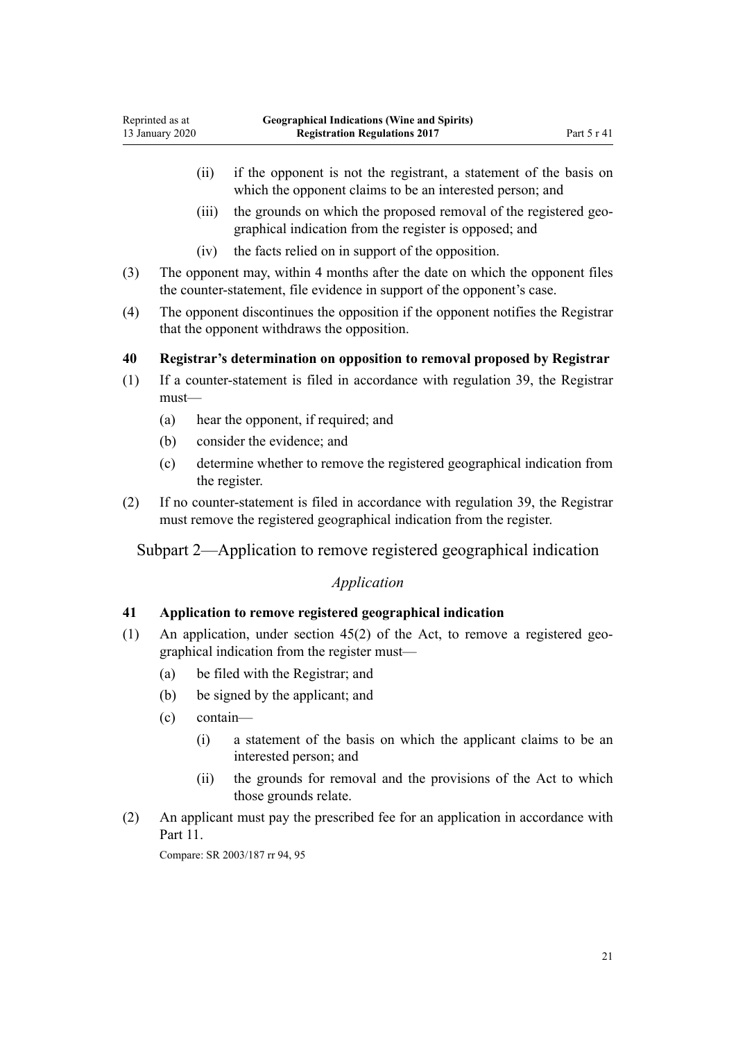(ii) if the opponent is not the registrant, a statement of the basis on which the opponent claims to be an interested person; and

(iii) the grounds on which the proposed removal of the registered geographical indication from the register is opposed; and

(iv) the facts relied on in support of the opposition.

(3) The opponent may, within 4 months after the date on which the opponent files the counter-statement, file evidence in support of the opponent's case.

(4) The opponent discontinues the opposition if the opponent notifies the Registrar that the opponent withdraws the opposition.

**40 Registrar's determination on opposition to removal proposed by Registrar**

(1) If a counter-statement is filed in accordance with regulation 39, the Registrar must—

(a) hear the opponent, if required; and

(b) consider the evidence; and

(c) determine whether to remove the registered geographical indication from the register.

(2) If no counter-statement is filed in accordance with regulation 39, the Registrar must remove the registered geographical indication from the register.

## Subpart 2—Application to remove registered geographical indication

*Application*

**41 Application to remove registered geographical indication**

(1) An application, under section 45(2) of the Act, to remove a registered geographical indication from the register must—

(a) be filed with the Registrar; and

(b) be signed by the applicant; and

(c) contain—

(i) a statement of the basis on which the applicant claims to be an interested person; and

(ii) the grounds for removal and the provisions of the Act to which those grounds relate.

(2) An applicant must pay the prescribed fee for an application in accordance with Part 11.

Compare: SR 2003/187 rr 94, 95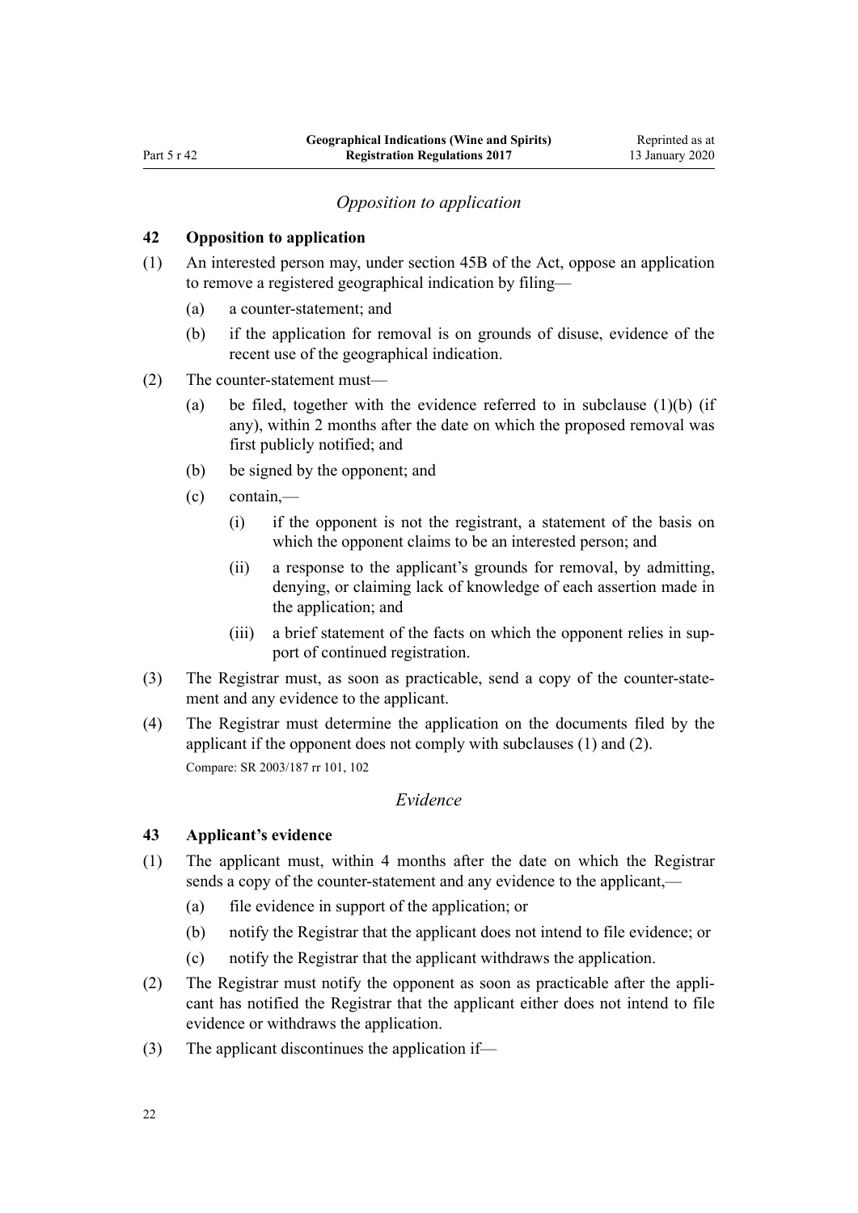### *Opposition to application*

### 42 Opposition to application

(1) An interested person may, under section 45B of the Act, oppose an application to remove a registered geographical indication by filing—

  (a) a counter-statement; and

  (b) if the application for removal is on grounds of disuse, evidence of the recent use of the geographical indication.

(2) The counter-statement must—

  (a) be filed, together with the evidence referred to in subclause (1)(b) (if any), within 2 months after the date on which the proposed removal was first publicly notified; and

  (b) be signed by the opponent; and

  (c) contain,—

    (i) if the opponent is not the registrant, a statement of the basis on which the opponent claims to be an interested person; and

    (ii) a response to the applicant's grounds for removal, by admitting, denying, or claiming lack of knowledge of each assertion made in the application; and

    (iii) a brief statement of the facts on which the opponent relies in support of continued registration.

(3) The Registrar must, as soon as practicable, send a copy of the counter-statement and any evidence to the applicant.

(4) The Registrar must determine the application on the documents filed by the applicant if the opponent does not comply with subclauses (1) and (2).

Compare: SR 2003/187 rr 101, 102

### *Evidence*

### 43 Applicant's evidence

(1) The applicant must, within 4 months after the date on which the Registrar sends a copy of the counter-statement and any evidence to the applicant,—

  (a) file evidence in support of the application; or

  (b) notify the Registrar that the applicant does not intend to file evidence; or

  (c) notify the Registrar that the applicant withdraws the application.

(2) The Registrar must notify the opponent as soon as practicable after the applicant has notified the Registrar that the applicant either does not intend to file evidence or withdraws the application.

(3) The applicant discontinues the application if—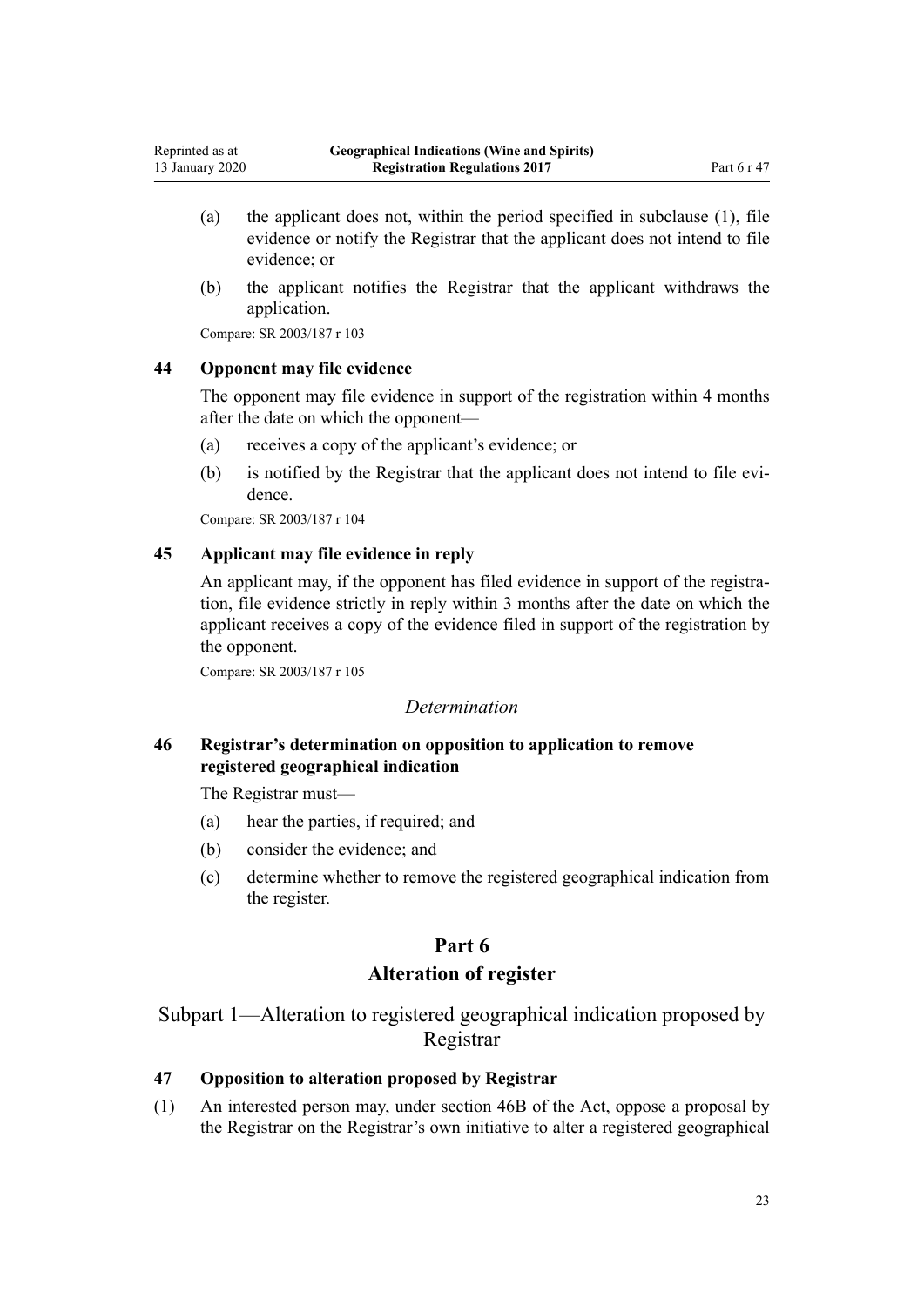(a) the applicant does not, within the period specified in subclause (1), file evidence or notify the Registrar that the applicant does not intend to file evidence; or

(b) the applicant notifies the Registrar that the applicant withdraws the application.

Compare: SR 2003/187 r 103

### 44 Opponent may file evidence

The opponent may file evidence in support of the registration within 4 months after the date on which the opponent—

(a) receives a copy of the applicant's evidence; or

(b) is notified by the Registrar that the applicant does not intend to file evidence.

Compare: SR 2003/187 r 104

### 45 Applicant may file evidence in reply

An applicant may, if the opponent has filed evidence in support of the registration, file evidence strictly in reply within 3 months after the date on which the applicant receives a copy of the evidence filed in support of the registration by the opponent.

Compare: SR 2003/187 r 105

*Determination*

### 46 Registrar's determination on opposition to application to remove registered geographical indication

The Registrar must—

(a) hear the parties, if required; and

(b) consider the evidence; and

(c) determine whether to remove the registered geographical indication from the register.

# Part 6
# Alteration of register

## Subpart 1—Alteration to registered geographical indication proposed by Registrar

### 47 Opposition to alteration proposed by Registrar

(1) An interested person may, under section 46B of the Act, oppose a proposal by the Registrar on the Registrar's own initiative to alter a registered geographical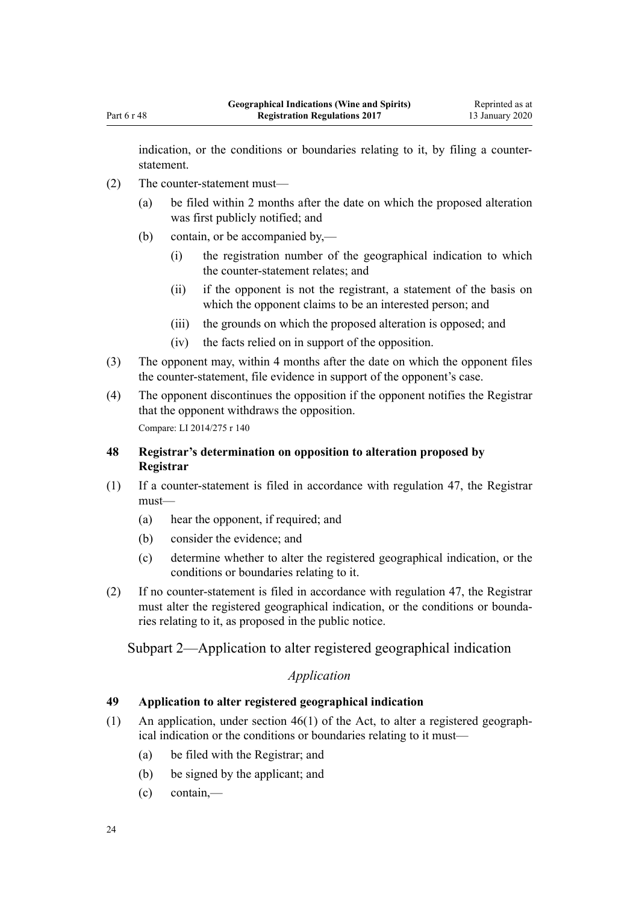indication, or the conditions or boundaries relating to it, by filing a counter-statement.

(2) The counter-statement must—

(a) be filed within 2 months after the date on which the proposed alteration was first publicly notified; and

(b) contain, or be accompanied by,—

(i) the registration number of the geographical indication to which the counter-statement relates; and

(ii) if the opponent is not the registrant, a statement of the basis on which the opponent claims to be an interested person; and

(iii) the grounds on which the proposed alteration is opposed; and

(iv) the facts relied on in support of the opposition.

(3) The opponent may, within 4 months after the date on which the opponent files the counter-statement, file evidence in support of the opponent's case.

(4) The opponent discontinues the opposition if the opponent notifies the Registrar that the opponent withdraws the opposition.

Compare: LI 2014/275 r 140

### 48 Registrar's determination on opposition to alteration proposed by Registrar

(1) If a counter-statement is filed in accordance with regulation 47, the Registrar must—

(a) hear the opponent, if required; and

(b) consider the evidence; and

(c) determine whether to alter the registered geographical indication, or the conditions or boundaries relating to it.

(2) If no counter-statement is filed in accordance with regulation 47, the Registrar must alter the registered geographical indication, or the conditions or boundaries relating to it, as proposed in the public notice.

## Subpart 2—Application to alter registered geographical indication

*Application*

### 49 Application to alter registered geographical indication

(1) An application, under section 46(1) of the Act, to alter a registered geographical indication or the conditions or boundaries relating to it must—

(a) be filed with the Registrar; and

(b) be signed by the applicant; and

(c) contain,—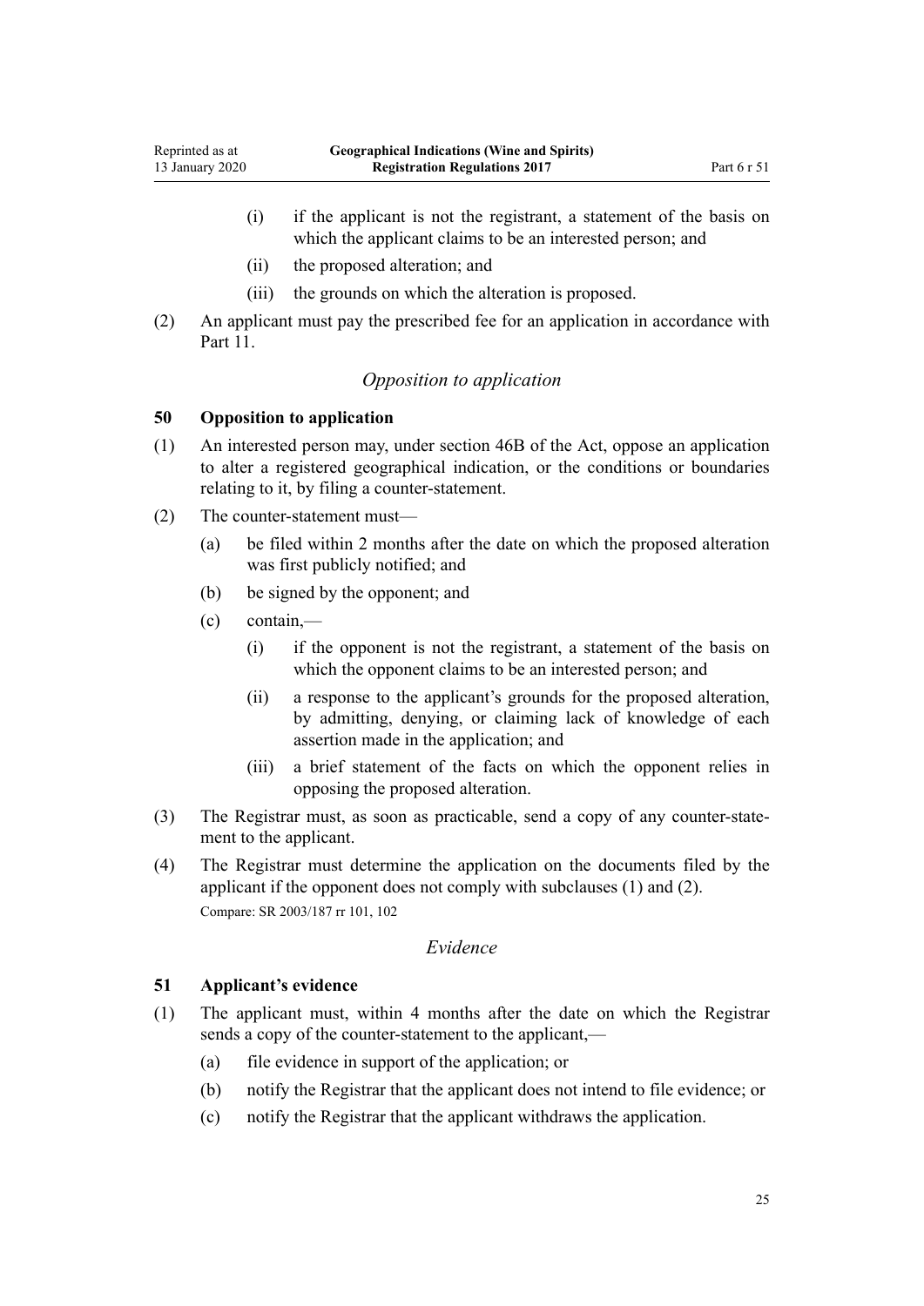(i) if the applicant is not the registrant, a statement of the basis on which the applicant claims to be an interested person; and

(ii) the proposed alteration; and

(iii) the grounds on which the alteration is proposed.

(2) An applicant must pay the prescribed fee for an application in accordance with Part 11.

*Opposition to application*

### 50 Opposition to application

(1) An interested person may, under section 46B of the Act, oppose an application to alter a registered geographical indication, or the conditions or boundaries relating to it, by filing a counter-statement.

(2) The counter-statement must—

(a) be filed within 2 months after the date on which the proposed alteration was first publicly notified; and

(b) be signed by the opponent; and

(c) contain,—

(i) if the opponent is not the registrant, a statement of the basis on which the opponent claims to be an interested person; and

(ii) a response to the applicant's grounds for the proposed alteration, by admitting, denying, or claiming lack of knowledge of each assertion made in the application; and

(iii) a brief statement of the facts on which the opponent relies in opposing the proposed alteration.

(3) The Registrar must, as soon as practicable, send a copy of any counter-statement to the applicant.

(4) The Registrar must determine the application on the documents filed by the applicant if the opponent does not comply with subclauses (1) and (2).

Compare: SR 2003/187 rr 101, 102

*Evidence*

### 51 Applicant's evidence

(1) The applicant must, within 4 months after the date on which the Registrar sends a copy of the counter-statement to the applicant,—

(a) file evidence in support of the application; or

(b) notify the Registrar that the applicant does not intend to file evidence; or

(c) notify the Registrar that the applicant withdraws the application.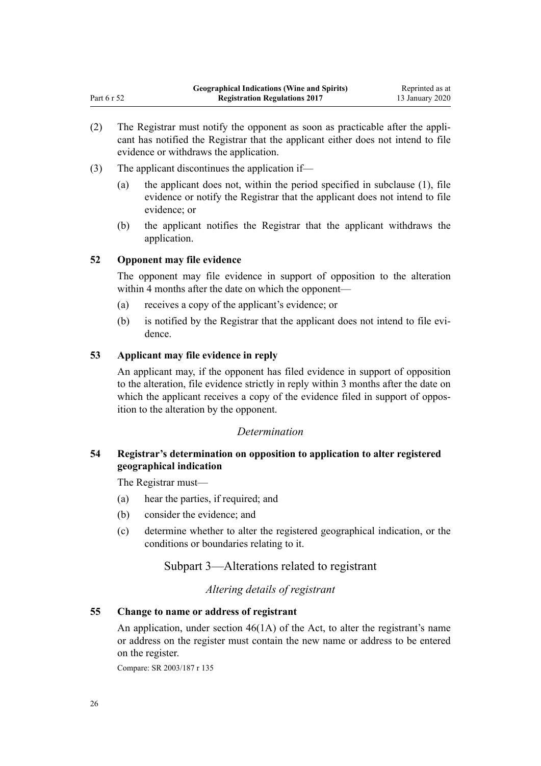(2) The Registrar must notify the opponent as soon as practicable after the applicant has notified the Registrar that the applicant either does not intend to file evidence or withdraws the application.

(3) The applicant discontinues the application if—

(a) the applicant does not, within the period specified in subclause (1), file evidence or notify the Registrar that the applicant does not intend to file evidence; or

(b) the applicant notifies the Registrar that the applicant withdraws the application.

### 52 Opponent may file evidence

The opponent may file evidence in support of opposition to the alteration within 4 months after the date on which the opponent—

(a) receives a copy of the applicant's evidence; or

(b) is notified by the Registrar that the applicant does not intend to file evidence.

### 53 Applicant may file evidence in reply

An applicant may, if the opponent has filed evidence in support of opposition to the alteration, file evidence strictly in reply within 3 months after the date on which the applicant receives a copy of the evidence filed in support of opposition to the alteration by the opponent.

*Determination*

### 54 Registrar's determination on opposition to application to alter registered geographical indication

The Registrar must—

(a) hear the parties, if required; and

(b) consider the evidence; and

(c) determine whether to alter the registered geographical indication, or the conditions or boundaries relating to it.

## Subpart 3—Alterations related to registrant

*Altering details of registrant*

### 55 Change to name or address of registrant

An application, under section 46(1A) of the Act, to alter the registrant's name or address on the register must contain the new name or address to be entered on the register.

Compare: SR 2003/187 r 135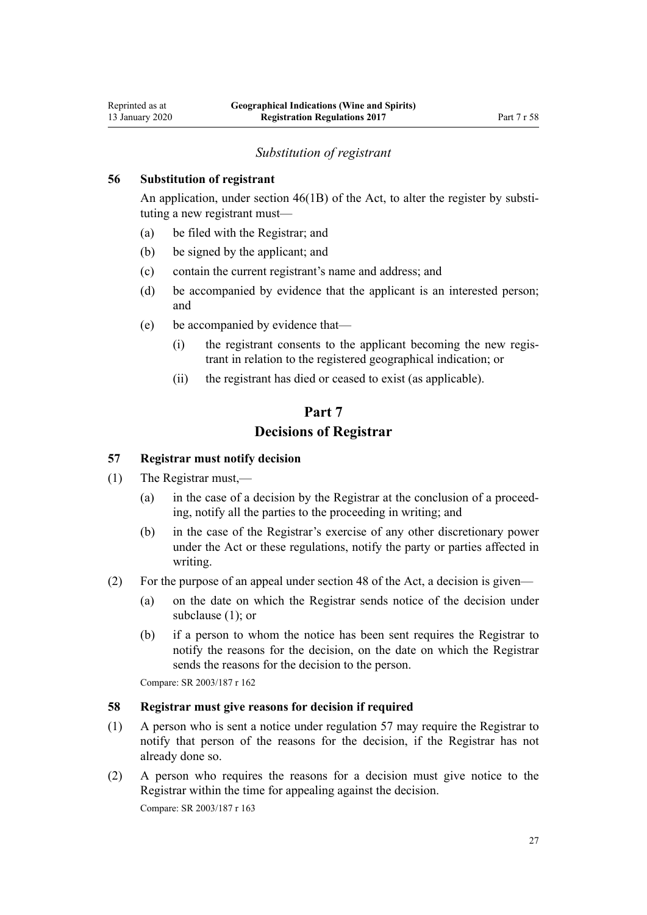*Substitution of registrant*

### 56 Substitution of registrant

An application, under section 46(1B) of the Act, to alter the register by substituting a new registrant must—

(a) be filed with the Registrar; and

(b) be signed by the applicant; and

(c) contain the current registrant's name and address; and

(d) be accompanied by evidence that the applicant is an interested person; and

(e) be accompanied by evidence that—

(i) the registrant consents to the applicant becoming the new registrant in relation to the registered geographical indication; or

(ii) the registrant has died or ceased to exist (as applicable).

## Part 7
## Decisions of Registrar

### 57 Registrar must notify decision

(1) The Registrar must,—

(a) in the case of a decision by the Registrar at the conclusion of a proceeding, notify all the parties to the proceeding in writing; and

(b) in the case of the Registrar's exercise of any other discretionary power under the Act or these regulations, notify the party or parties affected in writing.

(2) For the purpose of an appeal under section 48 of the Act, a decision is given—

(a) on the date on which the Registrar sends notice of the decision under subclause (1); or

(b) if a person to whom the notice has been sent requires the Registrar to notify the reasons for the decision, on the date on which the Registrar sends the reasons for the decision to the person.

Compare: SR 2003/187 r 162

### 58 Registrar must give reasons for decision if required

(1) A person who is sent a notice under regulation 57 may require the Registrar to notify that person of the reasons for the decision, if the Registrar has not already done so.

(2) A person who requires the reasons for a decision must give notice to the Registrar within the time for appealing against the decision.

Compare: SR 2003/187 r 163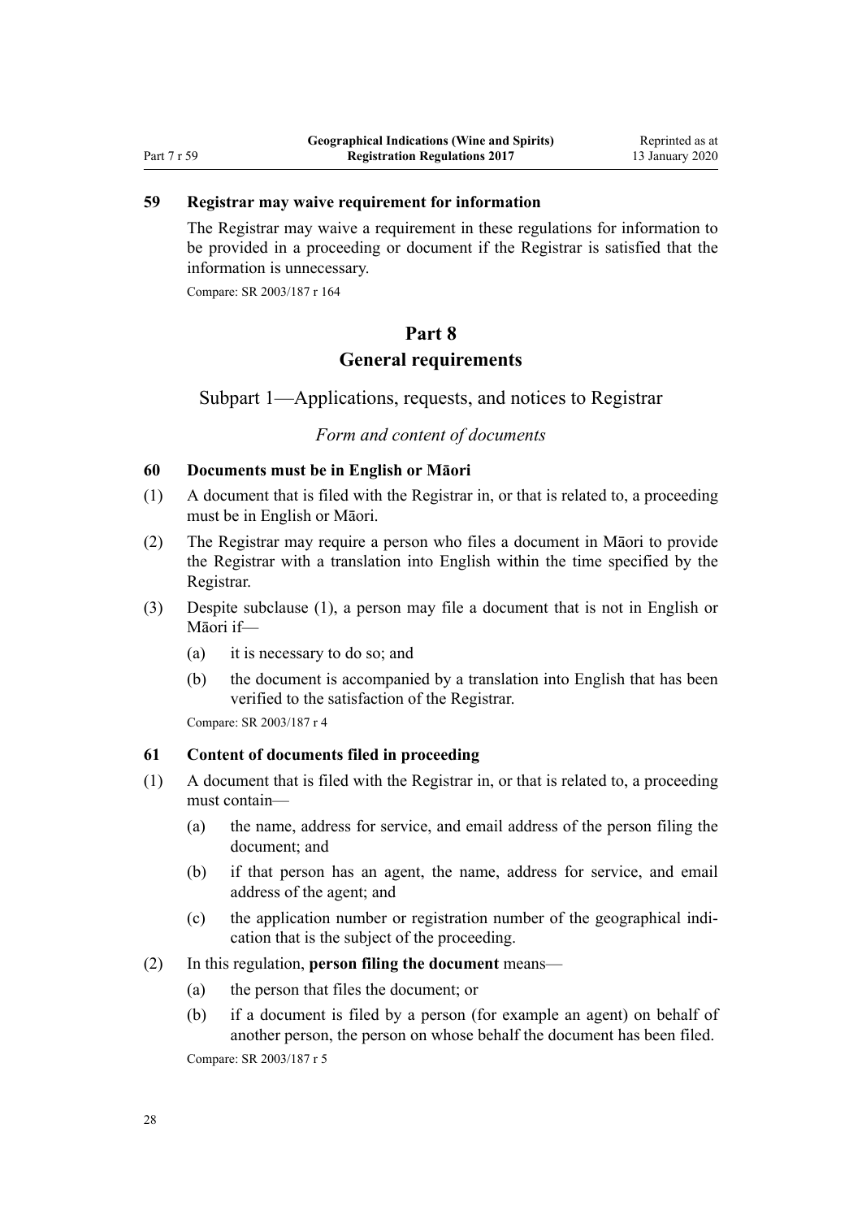### 59 Registrar may waive requirement for information

The Registrar may waive a requirement in these regulations for information to be provided in a proceeding or document if the Registrar is satisfied that the information is unnecessary.

Compare: SR 2003/187 r 164

# Part 8
# General requirements

## Subpart 1—Applications, requests, and notices to Registrar

*Form and content of documents*

### 60 Documents must be in English or Māori

(1) A document that is filed with the Registrar in, or that is related to, a proceeding must be in English or Māori.

(2) The Registrar may require a person who files a document in Māori to provide the Registrar with a translation into English within the time specified by the Registrar.

(3) Despite subclause (1), a person may file a document that is not in English or Māori if—

- (a) it is necessary to do so; and
- (b) the document is accompanied by a translation into English that has been verified to the satisfaction of the Registrar.

Compare: SR 2003/187 r 4

### 61 Content of documents filed in proceeding

(1) A document that is filed with the Registrar in, or that is related to, a proceeding must contain—

- (a) the name, address for service, and email address of the person filing the document; and
- (b) if that person has an agent, the name, address for service, and email address of the agent; and
- (c) the application number or registration number of the geographical indication that is the subject of the proceeding.

(2) In this regulation, **person filing the document** means—

- (a) the person that files the document; or
- (b) if a document is filed by a person (for example an agent) on behalf of another person, the person on whose behalf the document has been filed.

Compare: SR 2003/187 r 5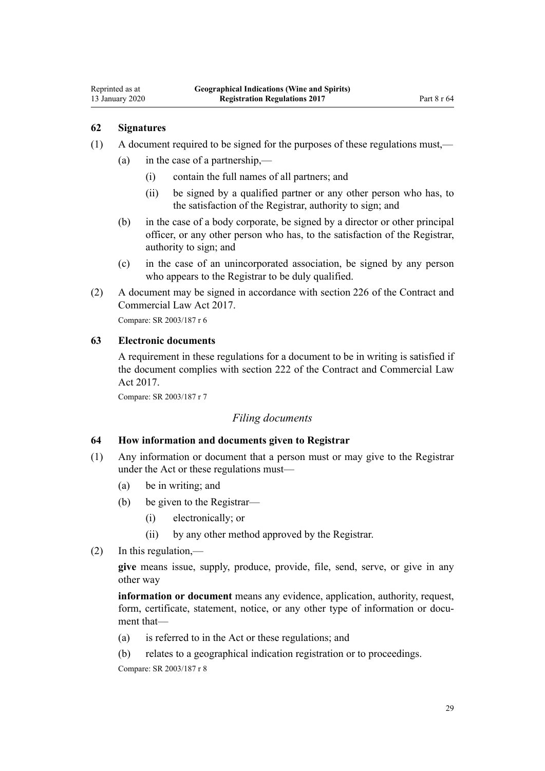### 62 Signatures

(1) A document required to be signed for the purposes of these regulations must,—

(a) in the case of a partnership,—

(i) contain the full names of all partners; and

(ii) be signed by a qualified partner or any other person who has, to the satisfaction of the Registrar, authority to sign; and

(b) in the case of a body corporate, be signed by a director or other principal officer, or any other person who has, to the satisfaction of the Registrar, authority to sign; and

(c) in the case of an unincorporated association, be signed by any person who appears to the Registrar to be duly qualified.

(2) A document may be signed in accordance with section 226 of the Contract and Commercial Law Act 2017.

Compare: SR 2003/187 r 6

### 63 Electronic documents

A requirement in these regulations for a document to be in writing is satisfied if the document complies with section 222 of the Contract and Commercial Law Act 2017.

Compare: SR 2003/187 r 7

*Filing documents*

### 64 How information and documents given to Registrar

(1) Any information or document that a person must or may give to the Registrar under the Act or these regulations must—

(a) be in writing; and

(b) be given to the Registrar—

(i) electronically; or

(ii) by any other method approved by the Registrar.

(2) In this regulation,—

**give** means issue, supply, produce, provide, file, send, serve, or give in any other way

**information or document** means any evidence, application, authority, request, form, certificate, statement, notice, or any other type of information or document that—

(a) is referred to in the Act or these regulations; and

(b) relates to a geographical indication registration or to proceedings.

Compare: SR 2003/187 r 8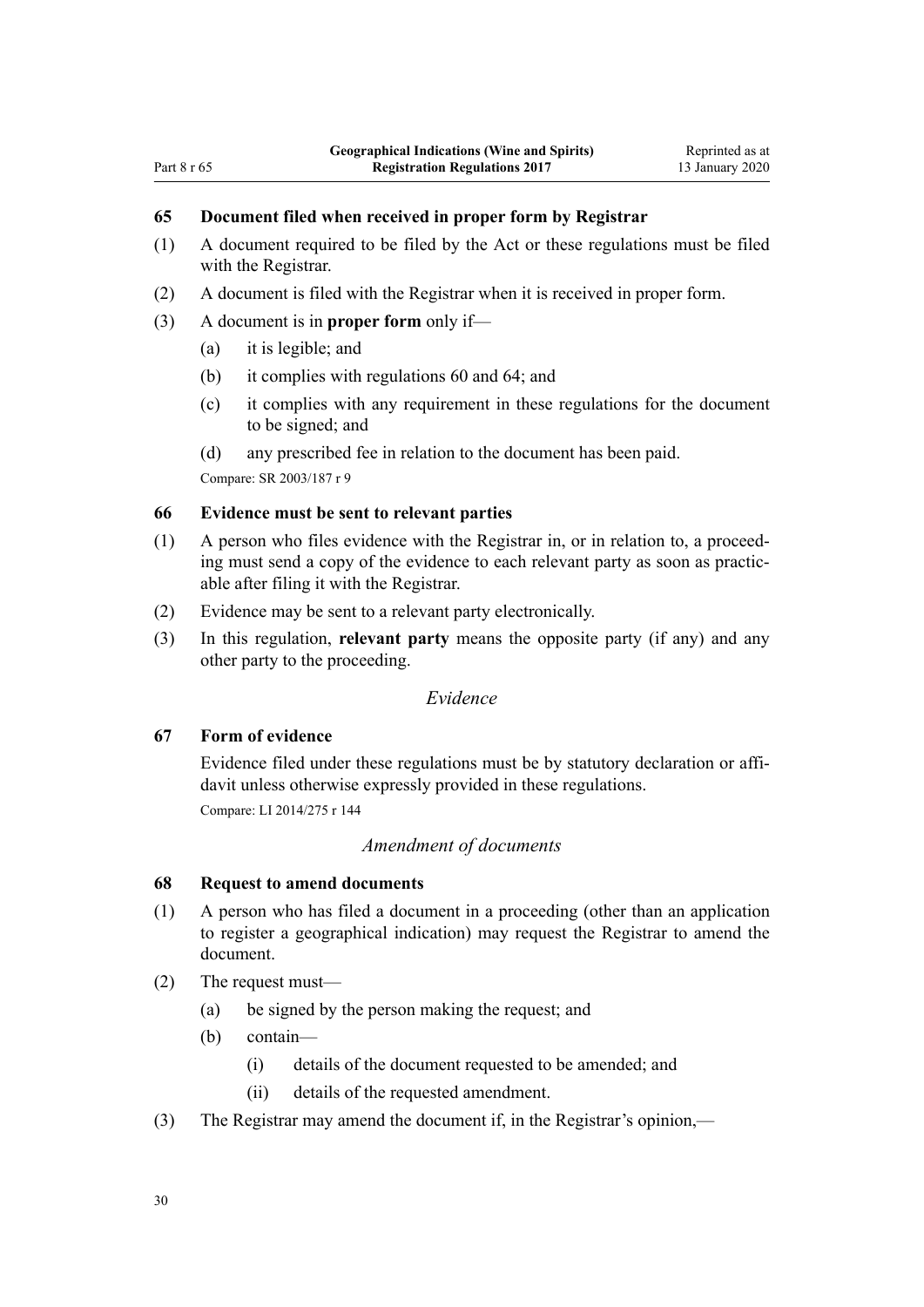### 65 Document filed when received in proper form by Registrar

(1) A document required to be filed by the Act or these regulations must be filed with the Registrar.

(2) A document is filed with the Registrar when it is received in proper form.

(3) A document is in **proper form** only if—

(a) it is legible; and

(b) it complies with regulations 60 and 64; and

(c) it complies with any requirement in these regulations for the document to be signed; and

(d) any prescribed fee in relation to the document has been paid.

Compare: SR 2003/187 r 9

### 66 Evidence must be sent to relevant parties

(1) A person who files evidence with the Registrar in, or in relation to, a proceeding must send a copy of the evidence to each relevant party as soon as practicable after filing it with the Registrar.

(2) Evidence may be sent to a relevant party electronically.

(3) In this regulation, **relevant party** means the opposite party (if any) and any other party to the proceeding.

*Evidence*

### 67 Form of evidence

Evidence filed under these regulations must be by statutory declaration or affidavit unless otherwise expressly provided in these regulations.

Compare: LI 2014/275 r 144

*Amendment of documents*

### 68 Request to amend documents

(1) A person who has filed a document in a proceeding (other than an application to register a geographical indication) may request the Registrar to amend the document.

(2) The request must—

(a) be signed by the person making the request; and

(b) contain—

(i) details of the document requested to be amended; and

(ii) details of the requested amendment.

(3) The Registrar may amend the document if, in the Registrar's opinion,—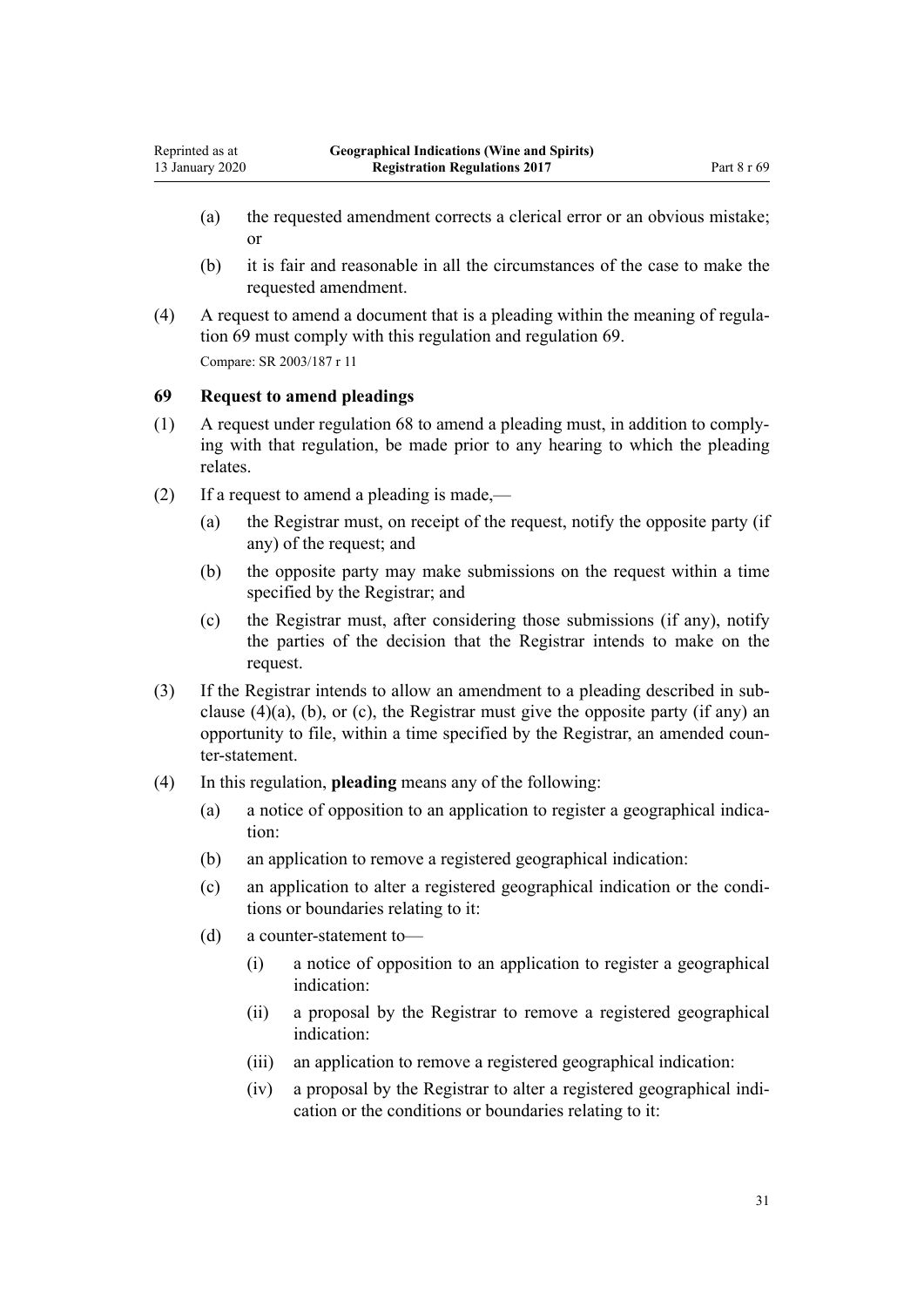(a) the requested amendment corrects a clerical error or an obvious mistake; or

(b) it is fair and reasonable in all the circumstances of the case to make the requested amendment.

(4) A request to amend a document that is a pleading within the meaning of regulation 69 must comply with this regulation and regulation 69.

Compare: SR 2003/187 r 11

### 69 Request to amend pleadings

(1) A request under regulation 68 to amend a pleading must, in addition to complying with that regulation, be made prior to any hearing to which the pleading relates.

(2) If a request to amend a pleading is made,—

(a) the Registrar must, on receipt of the request, notify the opposite party (if any) of the request; and

(b) the opposite party may make submissions on the request within a time specified by the Registrar; and

(c) the Registrar must, after considering those submissions (if any), notify the parties of the decision that the Registrar intends to make on the request.

(3) If the Registrar intends to allow an amendment to a pleading described in subclause (4)(a), (b), or (c), the Registrar must give the opposite party (if any) an opportunity to file, within a time specified by the Registrar, an amended counter-statement.

(4) In this regulation, **pleading** means any of the following:

(a) a notice of opposition to an application to register a geographical indication:

(b) an application to remove a registered geographical indication:

(c) an application to alter a registered geographical indication or the conditions or boundaries relating to it:

(d) a counter-statement to—

(i) a notice of opposition to an application to register a geographical indication:

(ii) a proposal by the Registrar to remove a registered geographical indication:

(iii) an application to remove a registered geographical indication:

(iv) a proposal by the Registrar to alter a registered geographical indication or the conditions or boundaries relating to it: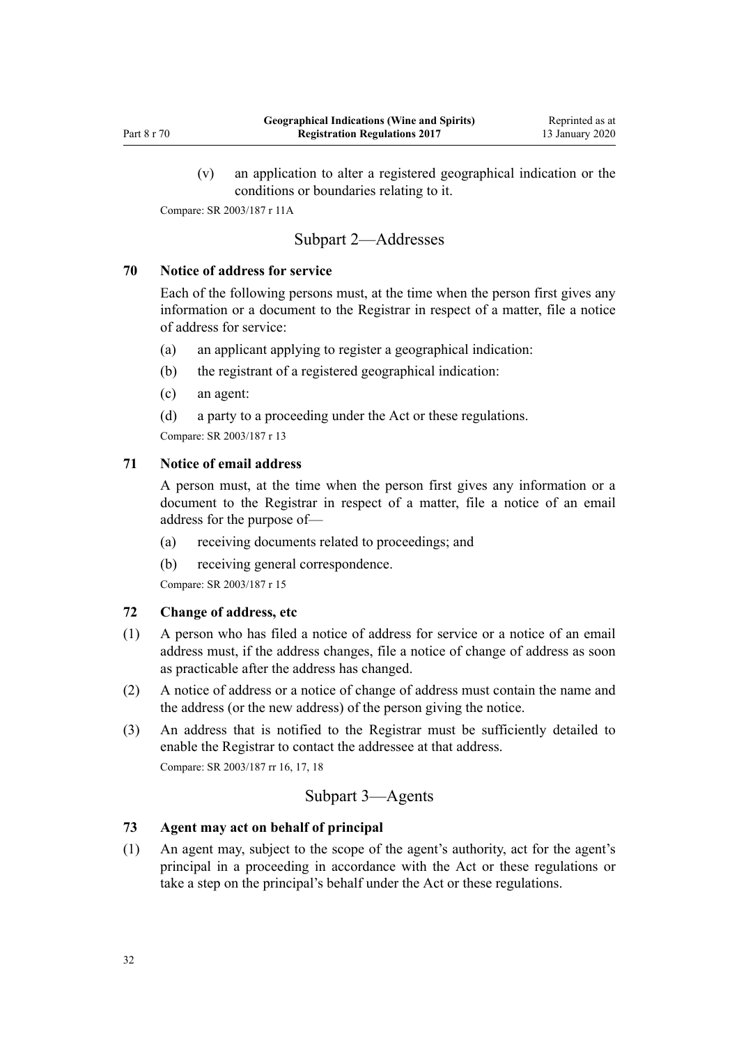(v) an application to alter a registered geographical indication or the conditions or boundaries relating to it.

Compare: SR 2003/187 r 11A

## Subpart 2—Addresses

### 70 Notice of address for service

Each of the following persons must, at the time when the person first gives any information or a document to the Registrar in respect of a matter, file a notice of address for service:

(a) an applicant applying to register a geographical indication:

(b) the registrant of a registered geographical indication:

(c) an agent:

(d) a party to a proceeding under the Act or these regulations.

Compare: SR 2003/187 r 13

### 71 Notice of email address

A person must, at the time when the person first gives any information or a document to the Registrar in respect of a matter, file a notice of an email address for the purpose of—

(a) receiving documents related to proceedings; and

(b) receiving general correspondence.

Compare: SR 2003/187 r 15

### 72 Change of address, etc

(1) A person who has filed a notice of address for service or a notice of an email address must, if the address changes, file a notice of change of address as soon as practicable after the address has changed.

(2) A notice of address or a notice of change of address must contain the name and the address (or the new address) of the person giving the notice.

(3) An address that is notified to the Registrar must be sufficiently detailed to enable the Registrar to contact the addressee at that address.

Compare: SR 2003/187 rr 16, 17, 18

## Subpart 3—Agents

### 73 Agent may act on behalf of principal

(1) An agent may, subject to the scope of the agent's authority, act for the agent's principal in a proceeding in accordance with the Act or these regulations or take a step on the principal's behalf under the Act or these regulations.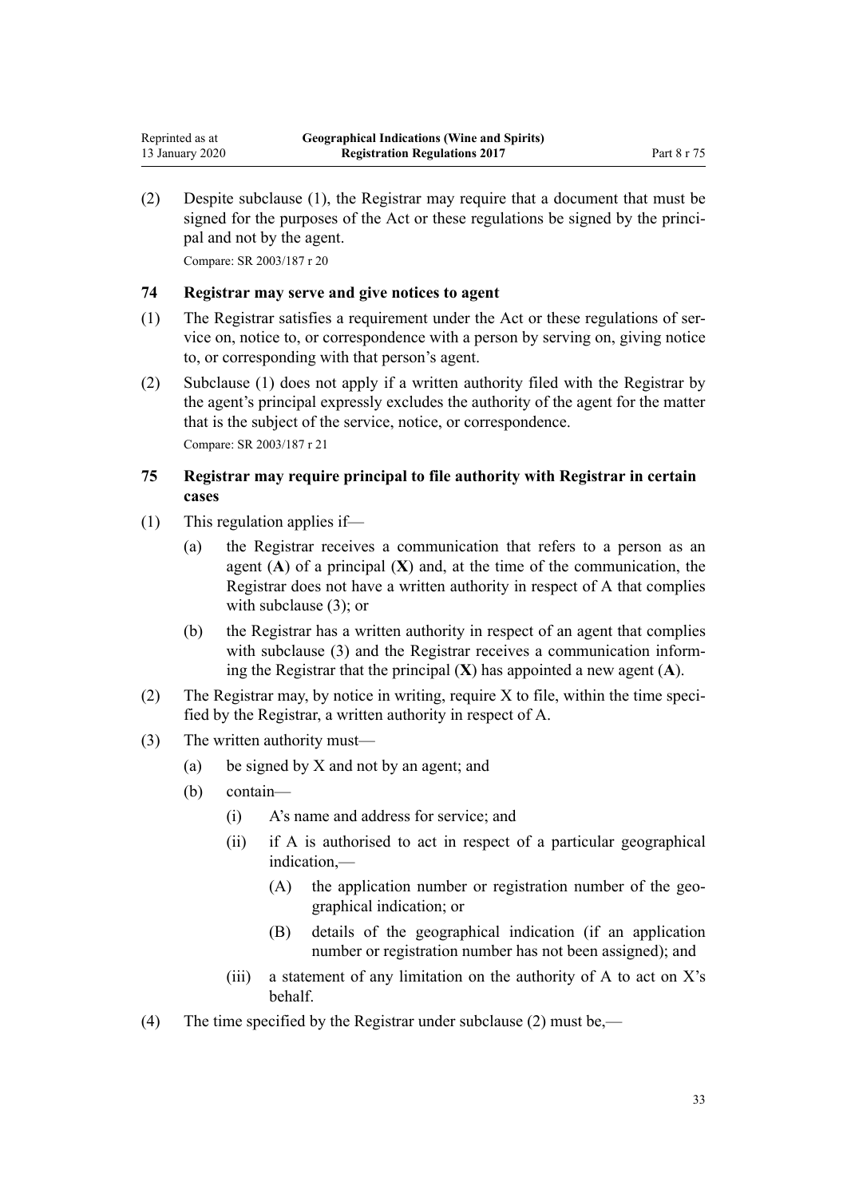(2) Despite subclause (1), the Registrar may require that a document that must be signed for the purposes of the Act or these regulations be signed by the principal and not by the agent.

Compare: SR 2003/187 r 20

### 74 Registrar may serve and give notices to agent

(1) The Registrar satisfies a requirement under the Act or these regulations of service on, notice to, or correspondence with a person by serving on, giving notice to, or corresponding with that person's agent.

(2) Subclause (1) does not apply if a written authority filed with the Registrar by the agent's principal expressly excludes the authority of the agent for the matter that is the subject of the service, notice, or correspondence.

Compare: SR 2003/187 r 21

### 75 Registrar may require principal to file authority with Registrar in certain cases

(1) This regulation applies if—

- (a) the Registrar receives a communication that refers to a person as an agent (**A**) of a principal (**X**) and, at the time of the communication, the Registrar does not have a written authority in respect of A that complies with subclause (3); or
- (b) the Registrar has a written authority in respect of an agent that complies with subclause (3) and the Registrar receives a communication informing the Registrar that the principal (**X**) has appointed a new agent (**A**).

(2) The Registrar may, by notice in writing, require X to file, within the time specified by the Registrar, a written authority in respect of A.

(3) The written authority must—

- (a) be signed by X and not by an agent; and
- (b) contain—
  - (i) A's name and address for service; and
  - (ii) if A is authorised to act in respect of a particular geographical indication,—
    - (A) the application number or registration number of the geographical indication; or
    - (B) details of the geographical indication (if an application number or registration number has not been assigned); and
  - (iii) a statement of any limitation on the authority of A to act on X's behalf.

(4) The time specified by the Registrar under subclause (2) must be,—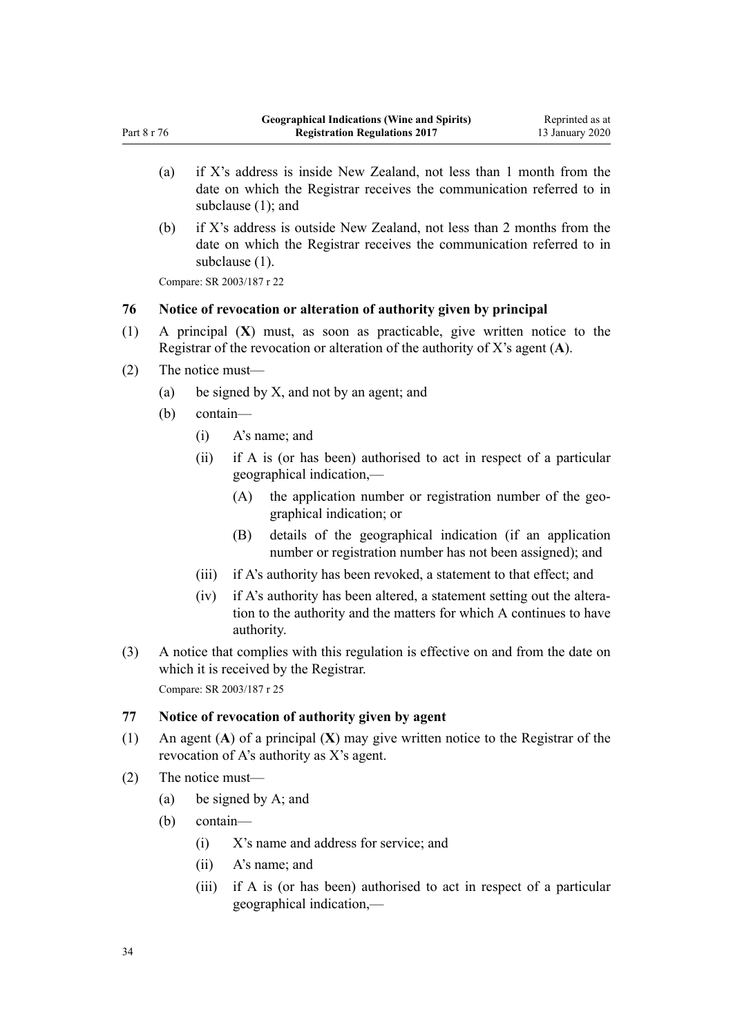(a) if X's address is inside New Zealand, not less than 1 month from the date on which the Registrar receives the communication referred to in subclause (1); and

(b) if X's address is outside New Zealand, not less than 2 months from the date on which the Registrar receives the communication referred to in subclause (1).

Compare: SR 2003/187 r 22

### 76 Notice of revocation or alteration of authority given by principal

(1) A principal (**X**) must, as soon as practicable, give written notice to the Registrar of the revocation or alteration of the authority of X's agent (**A**).

(2) The notice must—

  (a) be signed by X, and not by an agent; and

  (b) contain—

    (i) A's name; and

    (ii) if A is (or has been) authorised to act in respect of a particular geographical indication,—

      (A) the application number or registration number of the geographical indication; or

      (B) details of the geographical indication (if an application number or registration number has not been assigned); and

    (iii) if A's authority has been revoked, a statement to that effect; and

    (iv) if A's authority has been altered, a statement setting out the alteration to the authority and the matters for which A continues to have authority.

(3) A notice that complies with this regulation is effective on and from the date on which it is received by the Registrar.

Compare: SR 2003/187 r 25

### 77 Notice of revocation of authority given by agent

(1) An agent (**A**) of a principal (**X**) may give written notice to the Registrar of the revocation of A's authority as X's agent.

(2) The notice must—

  (a) be signed by A; and

  (b) contain—

    (i) X's name and address for service; and

    (ii) A's name; and

    (iii) if A is (or has been) authorised to act in respect of a particular geographical indication,—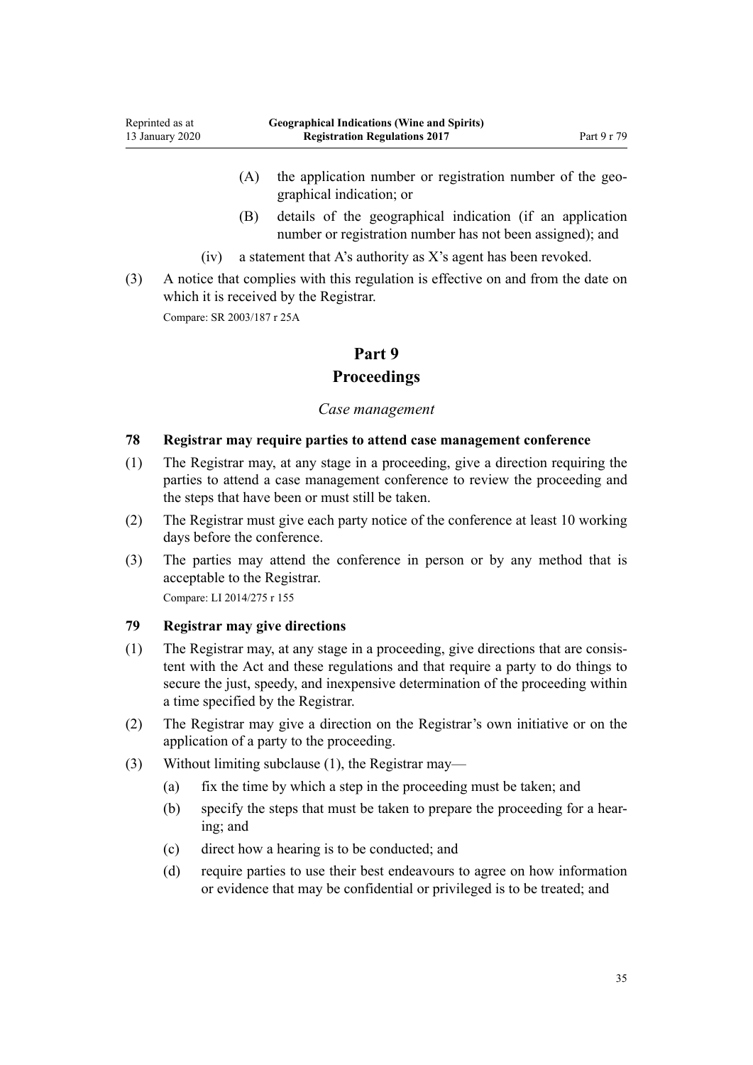(A) the application number or registration number of the geographical indication; or

(B) details of the geographical indication (if an application number or registration number has not been assigned); and

(iv) a statement that A's authority as X's agent has been revoked.

(3) A notice that complies with this regulation is effective on and from the date on which it is received by the Registrar.

Compare: SR 2003/187 r 25A

# Part 9
# Proceedings

*Case management*

### 78 Registrar may require parties to attend case management conference

(1) The Registrar may, at any stage in a proceeding, give a direction requiring the parties to attend a case management conference to review the proceeding and the steps that have been or must still be taken.

(2) The Registrar must give each party notice of the conference at least 10 working days before the conference.

(3) The parties may attend the conference in person or by any method that is acceptable to the Registrar.

Compare: LI 2014/275 r 155

### 79 Registrar may give directions

(1) The Registrar may, at any stage in a proceeding, give directions that are consistent with the Act and these regulations and that require a party to do things to secure the just, speedy, and inexpensive determination of the proceeding within a time specified by the Registrar.

(2) The Registrar may give a direction on the Registrar's own initiative or on the application of a party to the proceeding.

(3) Without limiting subclause (1), the Registrar may—

(a) fix the time by which a step in the proceeding must be taken; and

(b) specify the steps that must be taken to prepare the proceeding for a hearing; and

(c) direct how a hearing is to be conducted; and

(d) require parties to use their best endeavours to agree on how information or evidence that may be confidential or privileged is to be treated; and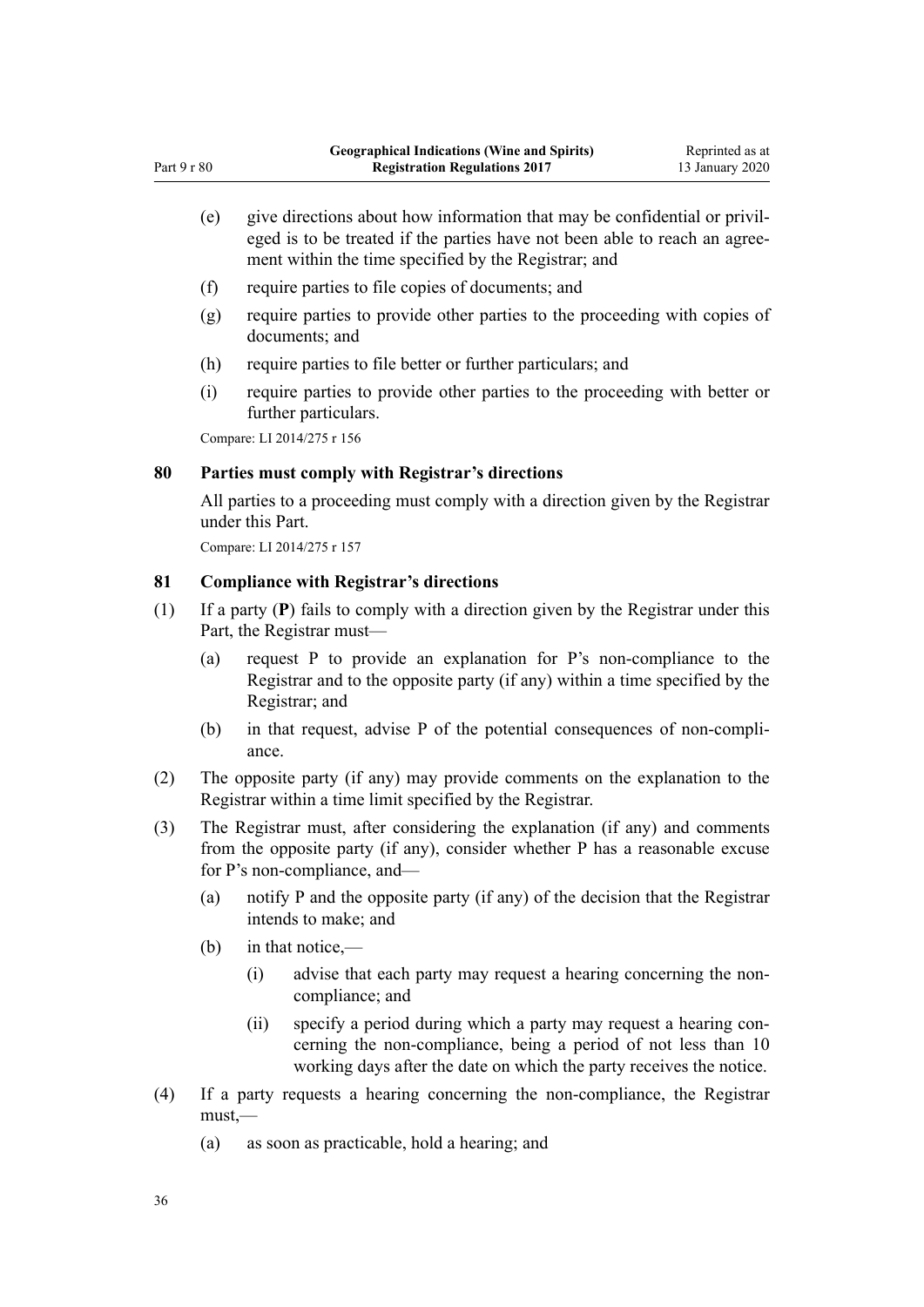(e) give directions about how information that may be confidential or privileged is to be treated if the parties have not been able to reach an agreement within the time specified by the Registrar; and

(f) require parties to file copies of documents; and

(g) require parties to provide other parties to the proceeding with copies of documents; and

(h) require parties to file better or further particulars; and

(i) require parties to provide other parties to the proceeding with better or further particulars.

Compare: LI 2014/275 r 156

### 80 Parties must comply with Registrar's directions

All parties to a proceeding must comply with a direction given by the Registrar under this Part.

Compare: LI 2014/275 r 157

### 81 Compliance with Registrar's directions

(1) If a party (**P**) fails to comply with a direction given by the Registrar under this Part, the Registrar must—

(a) request P to provide an explanation for P's non-compliance to the Registrar and to the opposite party (if any) within a time specified by the Registrar; and

(b) in that request, advise P of the potential consequences of non-compliance.

(2) The opposite party (if any) may provide comments on the explanation to the Registrar within a time limit specified by the Registrar.

(3) The Registrar must, after considering the explanation (if any) and comments from the opposite party (if any), consider whether P has a reasonable excuse for P's non-compliance, and—

(a) notify P and the opposite party (if any) of the decision that the Registrar intends to make; and

(b) in that notice,—

(i) advise that each party may request a hearing concerning the non-compliance; and

(ii) specify a period during which a party may request a hearing concerning the non-compliance, being a period of not less than 10 working days after the date on which the party receives the notice.

(4) If a party requests a hearing concerning the non-compliance, the Registrar must,—

(a) as soon as practicable, hold a hearing; and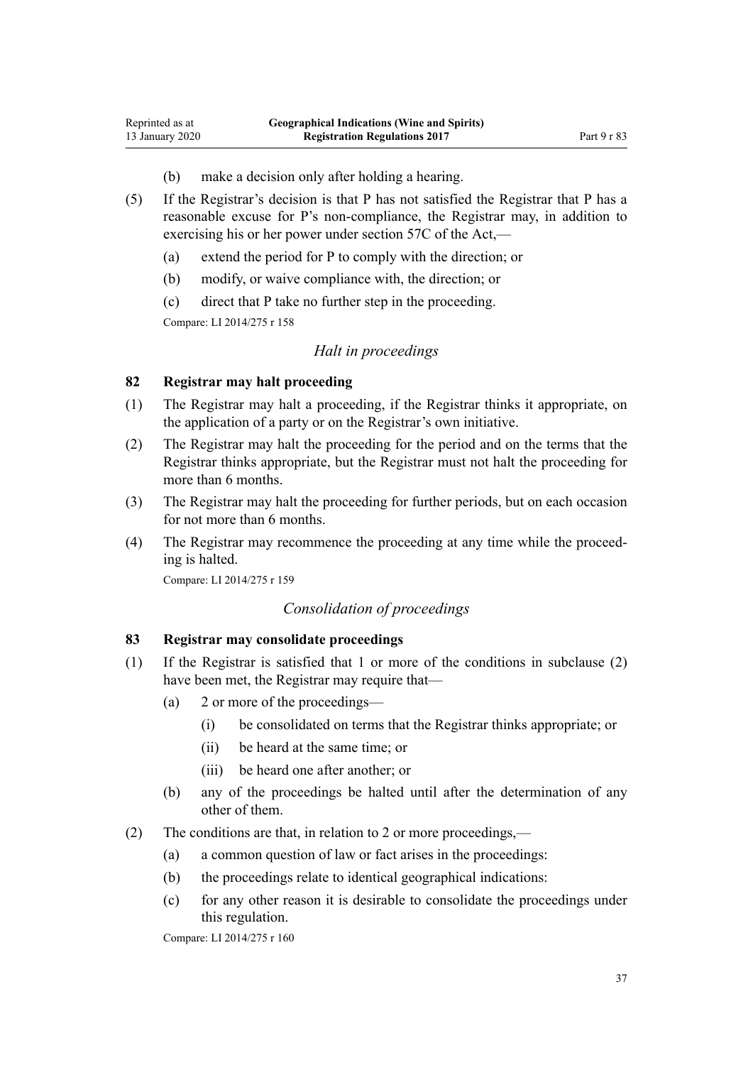(b) make a decision only after holding a hearing.

(5) If the Registrar's decision is that P has not satisfied the Registrar that P has a reasonable excuse for P's non-compliance, the Registrar may, in addition to exercising his or her power under section 57C of the Act,—

(a) extend the period for P to comply with the direction; or

(b) modify, or waive compliance with, the direction; or

(c) direct that P take no further step in the proceeding.

Compare: LI 2014/275 r 158

*Halt in proceedings*

### 82 Registrar may halt proceeding

(1) The Registrar may halt a proceeding, if the Registrar thinks it appropriate, on the application of a party or on the Registrar's own initiative.

(2) The Registrar may halt the proceeding for the period and on the terms that the Registrar thinks appropriate, but the Registrar must not halt the proceeding for more than 6 months.

(3) The Registrar may halt the proceeding for further periods, but on each occasion for not more than 6 months.

(4) The Registrar may recommence the proceeding at any time while the proceeding is halted.

Compare: LI 2014/275 r 159

*Consolidation of proceedings*

### 83 Registrar may consolidate proceedings

(1) If the Registrar is satisfied that 1 or more of the conditions in subclause (2) have been met, the Registrar may require that—

(a) 2 or more of the proceedings—

(i) be consolidated on terms that the Registrar thinks appropriate; or

(ii) be heard at the same time; or

(iii) be heard one after another; or

(b) any of the proceedings be halted until after the determination of any other of them.

(2) The conditions are that, in relation to 2 or more proceedings,—

(a) a common question of law or fact arises in the proceedings:

(b) the proceedings relate to identical geographical indications:

(c) for any other reason it is desirable to consolidate the proceedings under this regulation.

Compare: LI 2014/275 r 160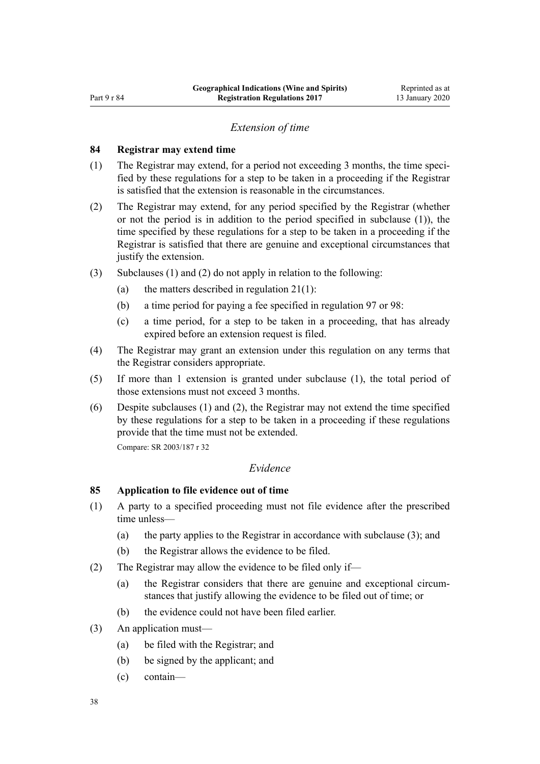*Extension of time*

**84 Registrar may extend time**

(1) The Registrar may extend, for a period not exceeding 3 months, the time specified by these regulations for a step to be taken in a proceeding if the Registrar is satisfied that the extension is reasonable in the circumstances.

(2) The Registrar may extend, for any period specified by the Registrar (whether or not the period is in addition to the period specified in subclause (1)), the time specified by these regulations for a step to be taken in a proceeding if the Registrar is satisfied that there are genuine and exceptional circumstances that justify the extension.

(3) Subclauses (1) and (2) do not apply in relation to the following:

  (a) the matters described in regulation 21(1):

  (b) a time period for paying a fee specified in regulation 97 or 98:

  (c) a time period, for a step to be taken in a proceeding, that has already expired before an extension request is filed.

(4) The Registrar may grant an extension under this regulation on any terms that the Registrar considers appropriate.

(5) If more than 1 extension is granted under subclause (1), the total period of those extensions must not exceed 3 months.

(6) Despite subclauses (1) and (2), the Registrar may not extend the time specified by these regulations for a step to be taken in a proceeding if these regulations provide that the time must not be extended.

Compare: SR 2003/187 r 32

*Evidence*

**85 Application to file evidence out of time**

(1) A party to a specified proceeding must not file evidence after the prescribed time unless—

  (a) the party applies to the Registrar in accordance with subclause (3); and

  (b) the Registrar allows the evidence to be filed.

(2) The Registrar may allow the evidence to be filed only if—

  (a) the Registrar considers that there are genuine and exceptional circumstances that justify allowing the evidence to be filed out of time; or

  (b) the evidence could not have been filed earlier.

(3) An application must—

  (a) be filed with the Registrar; and

  (b) be signed by the applicant; and

  (c) contain—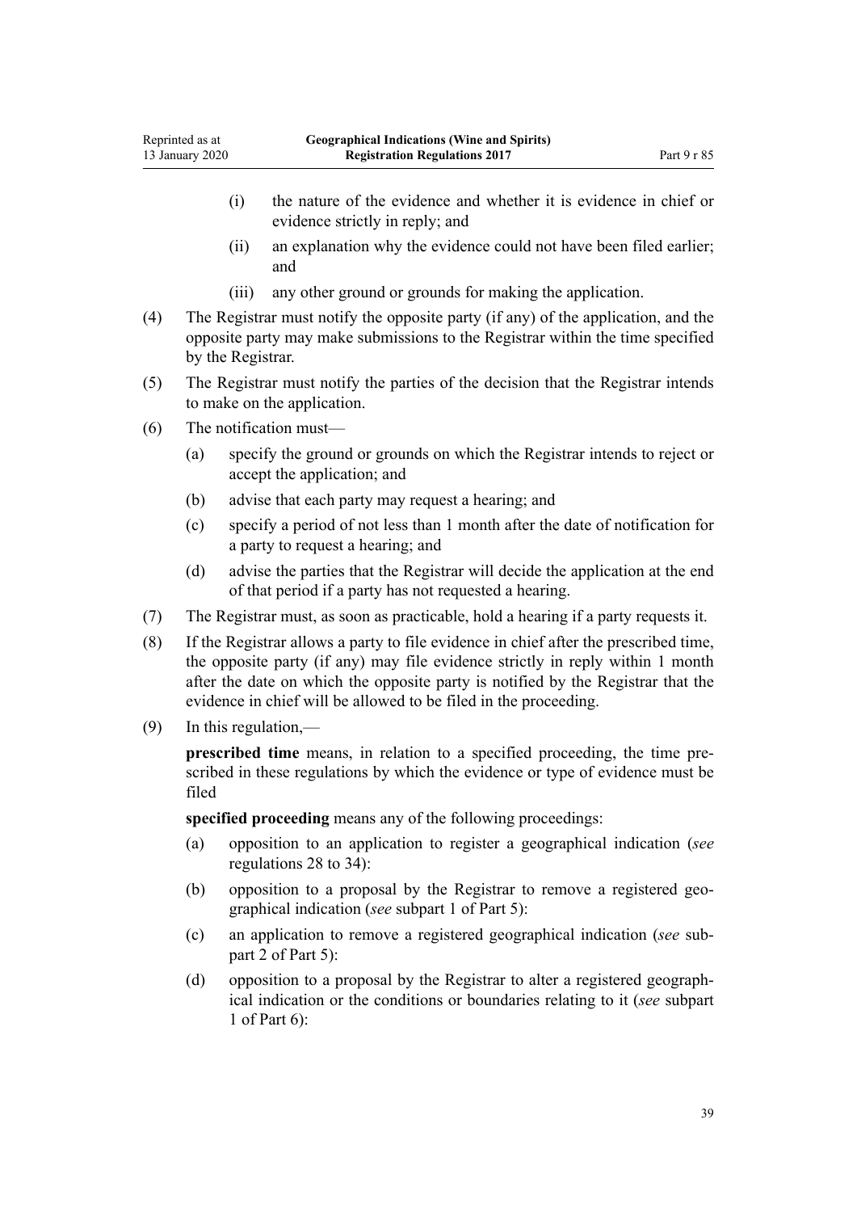(i) the nature of the evidence and whether it is evidence in chief or evidence strictly in reply; and

(ii) an explanation why the evidence could not have been filed earlier; and

(iii) any other ground or grounds for making the application.

(4) The Registrar must notify the opposite party (if any) of the application, and the opposite party may make submissions to the Registrar within the time specified by the Registrar.

(5) The Registrar must notify the parties of the decision that the Registrar intends to make on the application.

(6) The notification must—

(a) specify the ground or grounds on which the Registrar intends to reject or accept the application; and

(b) advise that each party may request a hearing; and

(c) specify a period of not less than 1 month after the date of notification for a party to request a hearing; and

(d) advise the parties that the Registrar will decide the application at the end of that period if a party has not requested a hearing.

(7) The Registrar must, as soon as practicable, hold a hearing if a party requests it.

(8) If the Registrar allows a party to file evidence in chief after the prescribed time, the opposite party (if any) may file evidence strictly in reply within 1 month after the date on which the opposite party is notified by the Registrar that the evidence in chief will be allowed to be filed in the proceeding.

(9) In this regulation,—

**prescribed time** means, in relation to a specified proceeding, the time prescribed in these regulations by which the evidence or type of evidence must be filed

**specified proceeding** means any of the following proceedings:

(a) opposition to an application to register a geographical indication (*see* regulations 28 to 34):

(b) opposition to a proposal by the Registrar to remove a registered geographical indication (*see* subpart 1 of Part 5):

(c) an application to remove a registered geographical indication (*see* subpart 2 of Part 5):

(d) opposition to a proposal by the Registrar to alter a registered geographical indication or the conditions or boundaries relating to it (*see* subpart 1 of Part 6):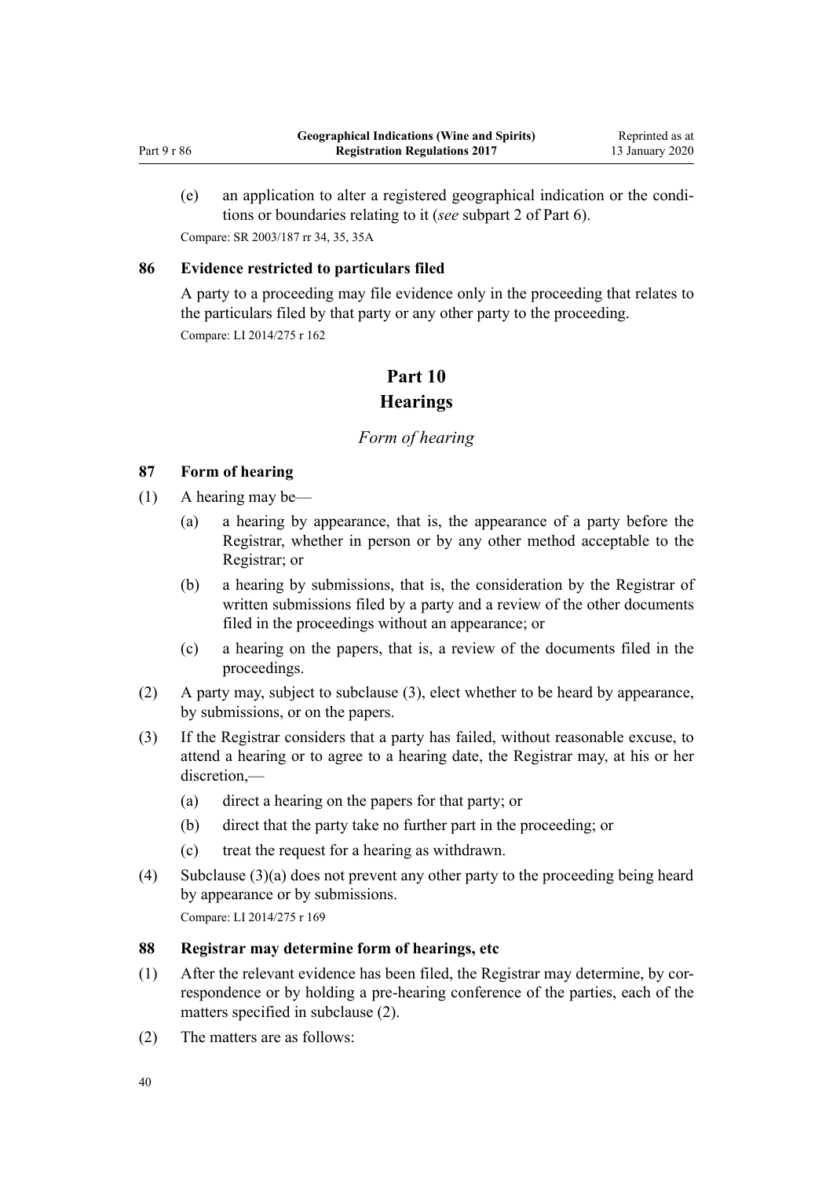(e) an application to alter a registered geographical indication or the conditions or boundaries relating to it (*see* subpart 2 of Part 6).

Compare: SR 2003/187 rr 34, 35, 35A

### 86 Evidence restricted to particulars filed

A party to a proceeding may file evidence only in the proceeding that relates to the particulars filed by that party or any other party to the proceeding.

Compare: LI 2014/275 r 162

## Part 10
## Hearings

*Form of hearing*

### 87 Form of hearing

(1) A hearing may be—

- (a) a hearing by appearance, that is, the appearance of a party before the Registrar, whether in person or by any other method acceptable to the Registrar; or
- (b) a hearing by submissions, that is, the consideration by the Registrar of written submissions filed by a party and a review of the other documents filed in the proceedings without an appearance; or
- (c) a hearing on the papers, that is, a review of the documents filed in the proceedings.

(2) A party may, subject to subclause (3), elect whether to be heard by appearance, by submissions, or on the papers.

(3) If the Registrar considers that a party has failed, without reasonable excuse, to attend a hearing or to agree to a hearing date, the Registrar may, at his or her discretion,—

- (a) direct a hearing on the papers for that party; or
- (b) direct that the party take no further part in the proceeding; or
- (c) treat the request for a hearing as withdrawn.

(4) Subclause (3)(a) does not prevent any other party to the proceeding being heard by appearance or by submissions.

Compare: LI 2014/275 r 169

### 88 Registrar may determine form of hearings, etc

(1) After the relevant evidence has been filed, the Registrar may determine, by correspondence or by holding a pre-hearing conference of the parties, each of the matters specified in subclause (2).

(2) The matters are as follows: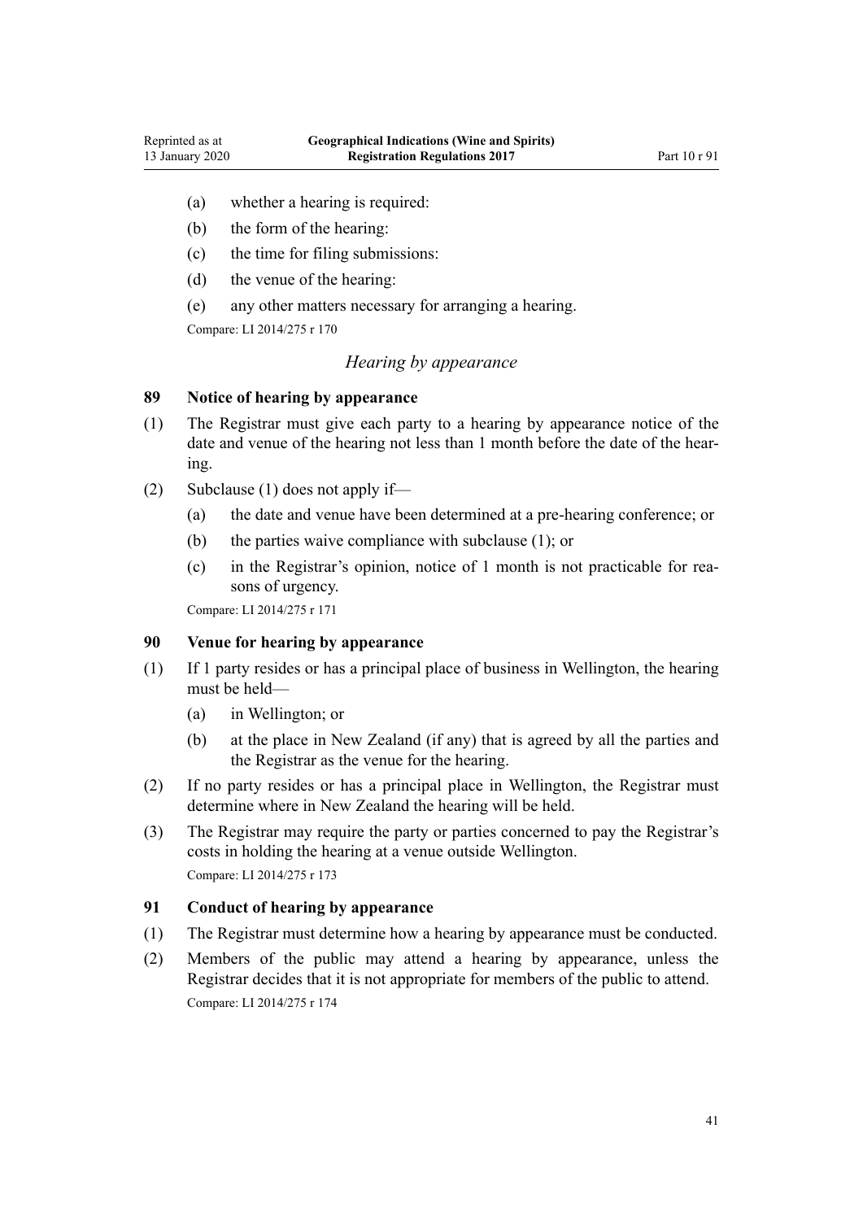(a) whether a hearing is required:

(b) the form of the hearing:

(c) the time for filing submissions:

(d) the venue of the hearing:

(e) any other matters necessary for arranging a hearing.

Compare: LI 2014/275 r 170

### *Hearing by appearance*

**89 Notice of hearing by appearance**

(1) The Registrar must give each party to a hearing by appearance notice of the date and venue of the hearing not less than 1 month before the date of the hearing.

(2) Subclause (1) does not apply if—

(a) the date and venue have been determined at a pre-hearing conference; or

(b) the parties waive compliance with subclause (1); or

(c) in the Registrar's opinion, notice of 1 month is not practicable for reasons of urgency.

Compare: LI 2014/275 r 171

**90 Venue for hearing by appearance**

(1) If 1 party resides or has a principal place of business in Wellington, the hearing must be held—

(a) in Wellington; or

(b) at the place in New Zealand (if any) that is agreed by all the parties and the Registrar as the venue for the hearing.

(2) If no party resides or has a principal place in Wellington, the Registrar must determine where in New Zealand the hearing will be held.

(3) The Registrar may require the party or parties concerned to pay the Registrar's costs in holding the hearing at a venue outside Wellington.

Compare: LI 2014/275 r 173

**91 Conduct of hearing by appearance**

(1) The Registrar must determine how a hearing by appearance must be conducted.

(2) Members of the public may attend a hearing by appearance, unless the Registrar decides that it is not appropriate for members of the public to attend.

Compare: LI 2014/275 r 174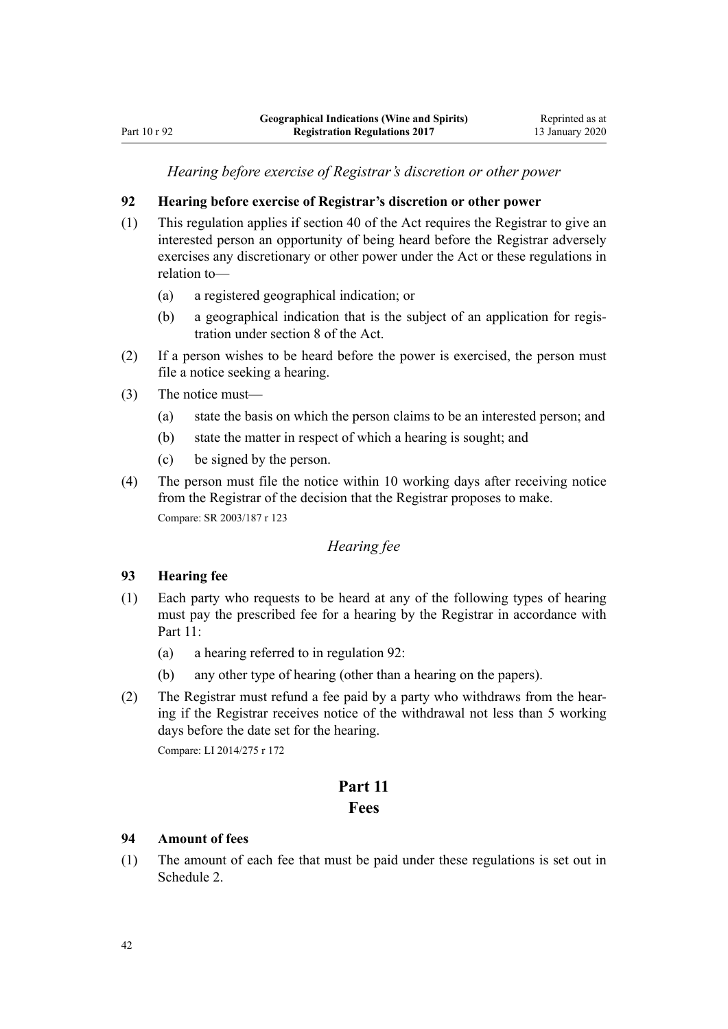*Hearing before exercise of Registrar's discretion or other power*

**92 Hearing before exercise of Registrar's discretion or other power**

(1) This regulation applies if section 40 of the Act requires the Registrar to give an interested person an opportunity of being heard before the Registrar adversely exercises any discretionary or other power under the Act or these regulations in relation to—

  (a) a registered geographical indication; or

  (b) a geographical indication that is the subject of an application for registration under section 8 of the Act.

(2) If a person wishes to be heard before the power is exercised, the person must file a notice seeking a hearing.

(3) The notice must—

  (a) state the basis on which the person claims to be an interested person; and

  (b) state the matter in respect of which a hearing is sought; and

  (c) be signed by the person.

(4) The person must file the notice within 10 working days after receiving notice from the Registrar of the decision that the Registrar proposes to make.

Compare: SR 2003/187 r 123

*Hearing fee*

**93 Hearing fee**

(1) Each party who requests to be heard at any of the following types of hearing must pay the prescribed fee for a hearing by the Registrar in accordance with Part 11:

  (a) a hearing referred to in regulation 92:

  (b) any other type of hearing (other than a hearing on the papers).

(2) The Registrar must refund a fee paid by a party who withdraws from the hearing if the Registrar receives notice of the withdrawal not less than 5 working days before the date set for the hearing.

Compare: LI 2014/275 r 172

## Part 11
## Fees

**94 Amount of fees**

(1) The amount of each fee that must be paid under these regulations is set out in Schedule 2.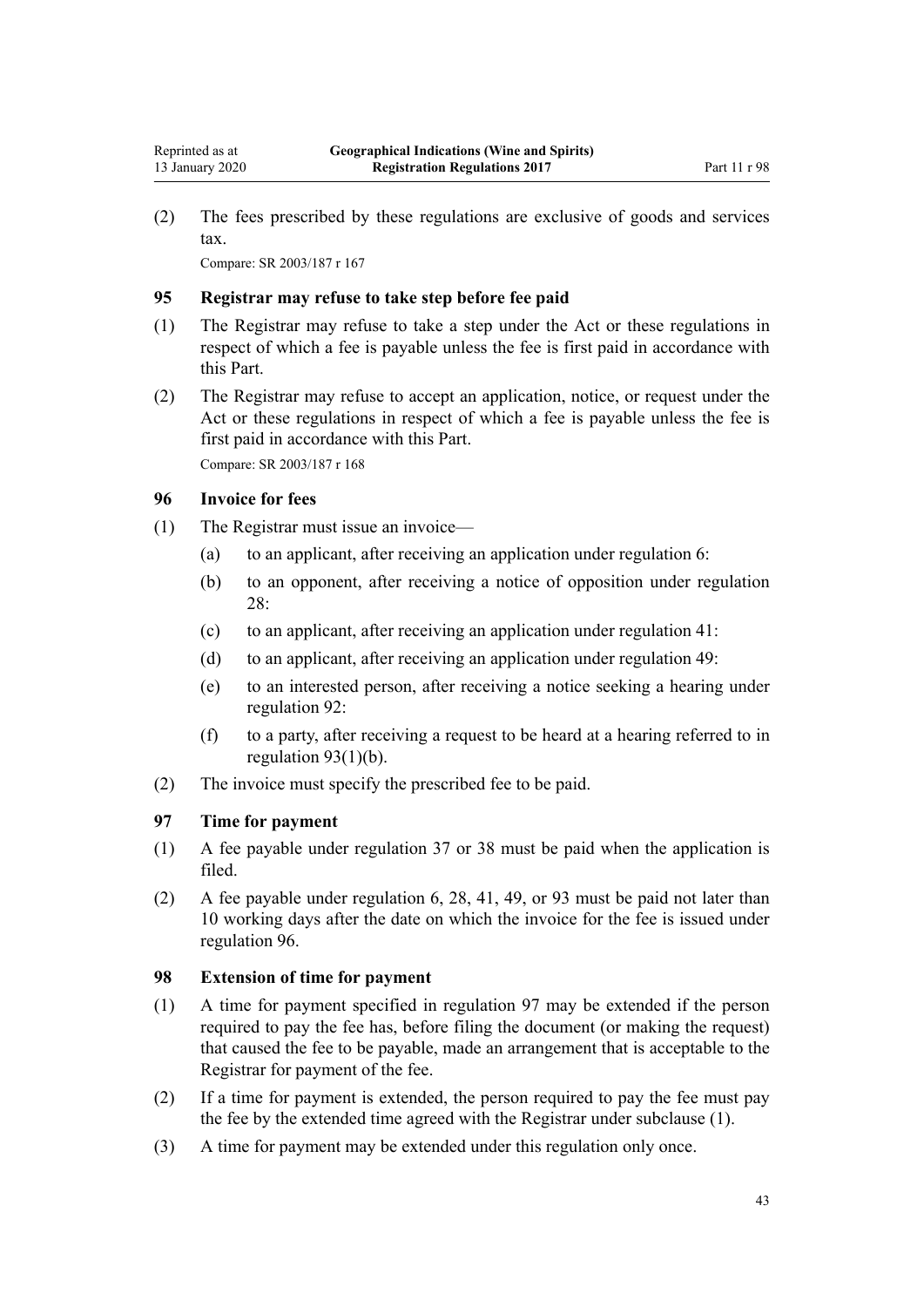(2) The fees prescribed by these regulations are exclusive of goods and services tax.

Compare: SR 2003/187 r 167

### 95 Registrar may refuse to take step before fee paid

(1) The Registrar may refuse to take a step under the Act or these regulations in respect of which a fee is payable unless the fee is first paid in accordance with this Part.

(2) The Registrar may refuse to accept an application, notice, or request under the Act or these regulations in respect of which a fee is payable unless the fee is first paid in accordance with this Part.

Compare: SR 2003/187 r 168

### 96 Invoice for fees

(1) The Registrar must issue an invoice—

(a) to an applicant, after receiving an application under regulation 6:

(b) to an opponent, after receiving a notice of opposition under regulation 28:

(c) to an applicant, after receiving an application under regulation 41:

(d) to an applicant, after receiving an application under regulation 49:

(e) to an interested person, after receiving a notice seeking a hearing under regulation 92:

(f) to a party, after receiving a request to be heard at a hearing referred to in regulation 93(1)(b).

(2) The invoice must specify the prescribed fee to be paid.

### 97 Time for payment

(1) A fee payable under regulation 37 or 38 must be paid when the application is filed.

(2) A fee payable under regulation 6, 28, 41, 49, or 93 must be paid not later than 10 working days after the date on which the invoice for the fee is issued under regulation 96.

### 98 Extension of time for payment

(1) A time for payment specified in regulation 97 may be extended if the person required to pay the fee has, before filing the document (or making the request) that caused the fee to be payable, made an arrangement that is acceptable to the Registrar for payment of the fee.

(2) If a time for payment is extended, the person required to pay the fee must pay the fee by the extended time agreed with the Registrar under subclause (1).

(3) A time for payment may be extended under this regulation only once.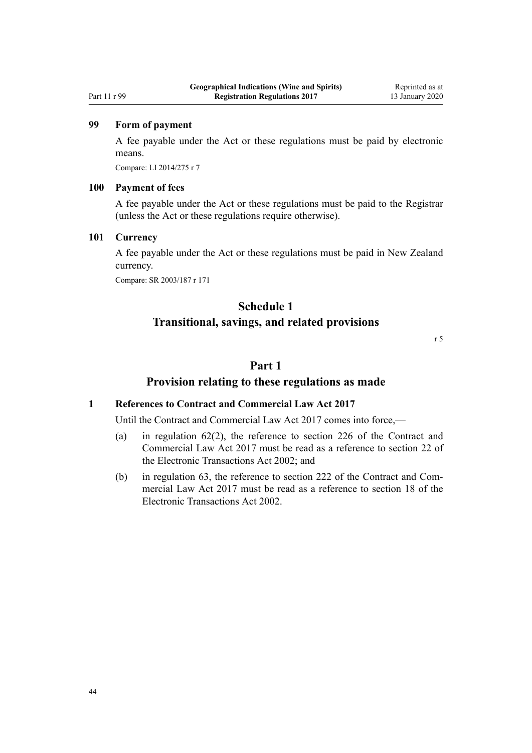### 99 Form of payment

A fee payable under the Act or these regulations must be paid by electronic means.

Compare: LI 2014/275 r 7

### 100 Payment of fees

A fee payable under the Act or these regulations must be paid to the Registrar (unless the Act or these regulations require otherwise).

### 101 Currency

A fee payable under the Act or these regulations must be paid in New Zealand currency.

Compare: SR 2003/187 r 171

# Schedule 1
# Transitional, savings, and related provisions

r 5

## Part 1
## Provision relating to these regulations as made

### 1 References to Contract and Commercial Law Act 2017

Until the Contract and Commercial Law Act 2017 comes into force,—

(a) in regulation 62(2), the reference to section 226 of the Contract and Commercial Law Act 2017 must be read as a reference to section 22 of the Electronic Transactions Act 2002; and

(b) in regulation 63, the reference to section 222 of the Contract and Commercial Law Act 2017 must be read as a reference to section 18 of the Electronic Transactions Act 2002.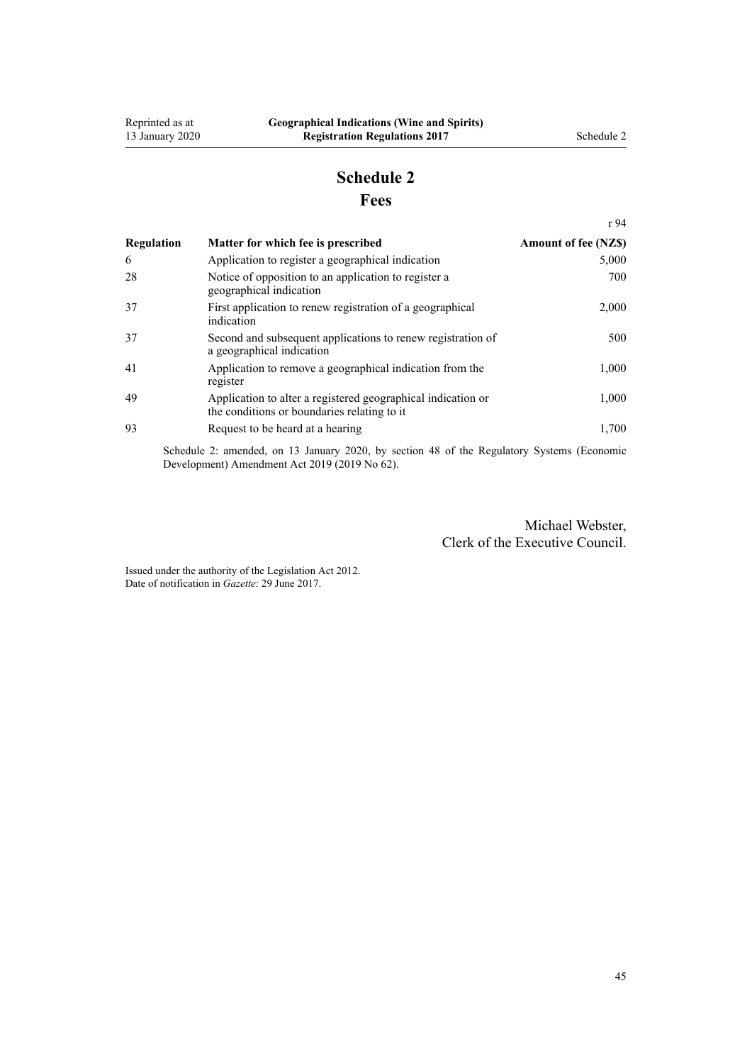# Schedule 2
## Fees

r 94

| Regulation | Matter for which fee is prescribed | Amount of fee (NZ$) |
|---|---|---|
| 6 | Application to register a geographical indication | 5,000 |
| 28 | Notice of opposition to an application to register a geographical indication | 700 |
| 37 | First application to renew registration of a geographical indication | 2,000 |
| 37 | Second and subsequent applications to renew registration of a geographical indication | 500 |
| 41 | Application to remove a geographical indication from the register | 1,000 |
| 49 | Application to alter a registered geographical indication or the conditions or boundaries relating to it | 1,000 |
| 93 | Request to be heard at a hearing | 1,700 |

Schedule 2: amended, on 13 January 2020, by section 48 of the Regulatory Systems (Economic Development) Amendment Act 2019 (2019 No 62).

Michael Webster,
Clerk of the Executive Council.

Issued under the authority of the Legislation Act 2012.
Date of notification in *Gazette*: 29 June 2017.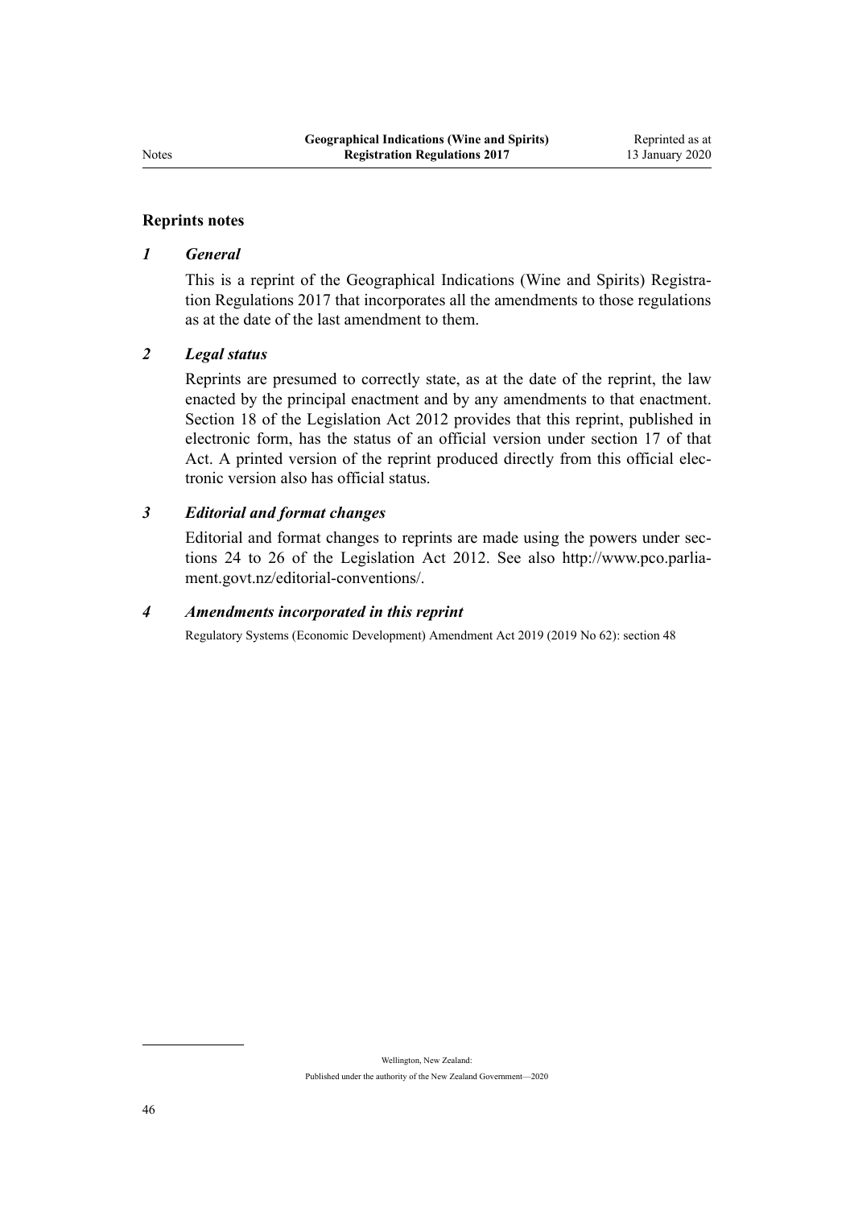## Reprints notes

### *1 General*

This is a reprint of the Geographical Indications (Wine and Spirits) Registration Regulations 2017 that incorporates all the amendments to those regulations as at the date of the last amendment to them.

### *2 Legal status*

Reprints are presumed to correctly state, as at the date of the reprint, the law enacted by the principal enactment and by any amendments to that enactment. Section 18 of the Legislation Act 2012 provides that this reprint, published in electronic form, has the status of an official version under section 17 of that Act. A printed version of the reprint produced directly from this official electronic version also has official status.

### *3 Editorial and format changes*

Editorial and format changes to reprints are made using the powers under sections 24 to 26 of the Legislation Act 2012. See also http://www.pco.parliament.govt.nz/editorial-conventions/.

### *4 Amendments incorporated in this reprint*

Regulatory Systems (Economic Development) Amendment Act 2019 (2019 No 62): section 48

Wellington, New Zealand:

Published under the authority of the New Zealand Government—2020